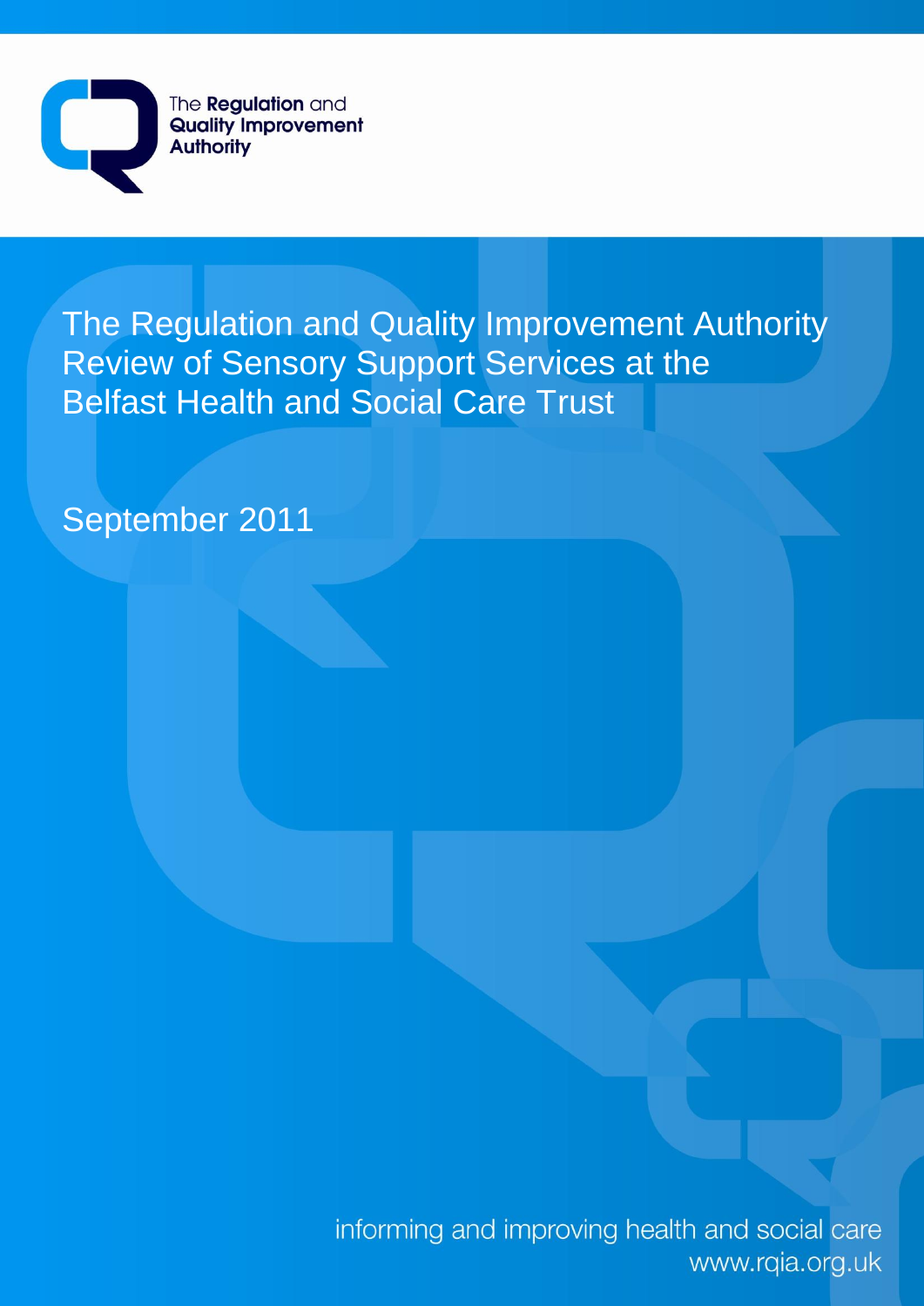The Regulation and Quality Improvement Authority

# The Regulation and Quality Improvement Authority Review of Sensory Support Services at the Belfast Health and Social Care Trust

September 2011

informing and improving health and social care
www.rqia.org.uk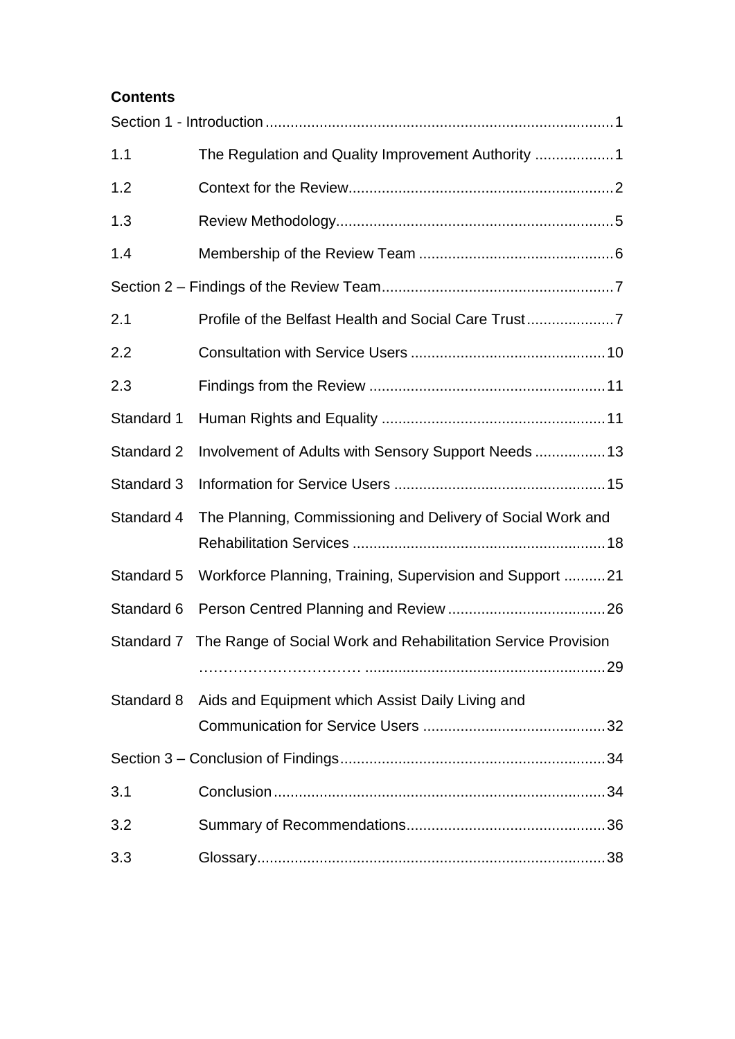**Contents**

Section 1 - Introduction .................................................................................... 1

1.1 The Regulation and Quality Improvement Authority .................. 1

1.2 Context for the Review ................................................................ 2

1.3 Review Methodology ................................................................... 5

1.4 Membership of the Review Team ............................................... 6

Section 2 – Findings of the Review Team ........................................................ 7

2.1 Profile of the Belfast Health and Social Care Trust ..................... 7

2.2 Consultation with Service Users ............................................... 10

2.3 Findings from the Review ......................................................... 11

Standard 1 Human Rights and Equality ...................................................... 11

Standard 2 Involvement of Adults with Sensory Support Needs ................. 13

Standard 3 Information for Service Users ................................................... 15

Standard 4 The Planning, Commissioning and Delivery of Social Work and Rehabilitation Services ............................................................ 18

Standard 5 Workforce Planning, Training, Supervision and Support .......... 21

Standard 6 Person Centred Planning and Review ...................................... 26

Standard 7 The Range of Social Work and Rehabilitation Service Provision …………………………… ........................................................ 29

Standard 8 Aids and Equipment which Assist Daily Living and Communication for Service Users ............................................ 32

Section 3 – Conclusion of Findings ................................................................ 34

3.1 Conclusion ................................................................................ 34

3.2 Summary of Recommendations ................................................ 36

3.3 Glossary .................................................................................... 38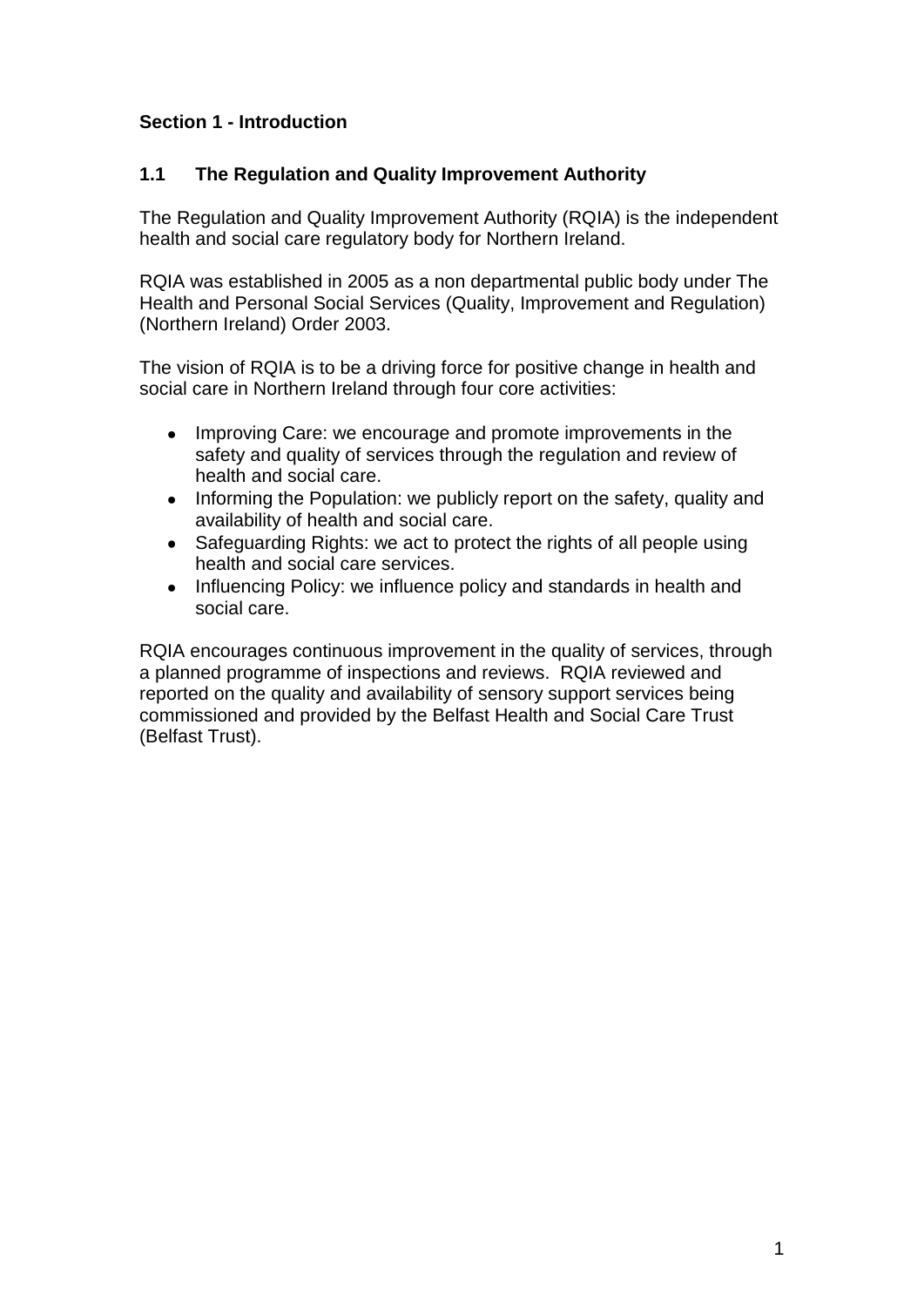## Section 1 - Introduction

### 1.1 The Regulation and Quality Improvement Authority

The Regulation and Quality Improvement Authority (RQIA) is the independent health and social care regulatory body for Northern Ireland.

RQIA was established in 2005 as a non departmental public body under The Health and Personal Social Services (Quality, Improvement and Regulation) (Northern Ireland) Order 2003.

The vision of RQIA is to be a driving force for positive change in health and social care in Northern Ireland through four core activities:

- Improving Care: we encourage and promote improvements in the safety and quality of services through the regulation and review of health and social care.
- Informing the Population: we publicly report on the safety, quality and availability of health and social care.
- Safeguarding Rights: we act to protect the rights of all people using health and social care services.
- Influencing Policy: we influence policy and standards in health and social care.

RQIA encourages continuous improvement in the quality of services, through a planned programme of inspections and reviews. RQIA reviewed and reported on the quality and availability of sensory support services being commissioned and provided by the Belfast Health and Social Care Trust (Belfast Trust).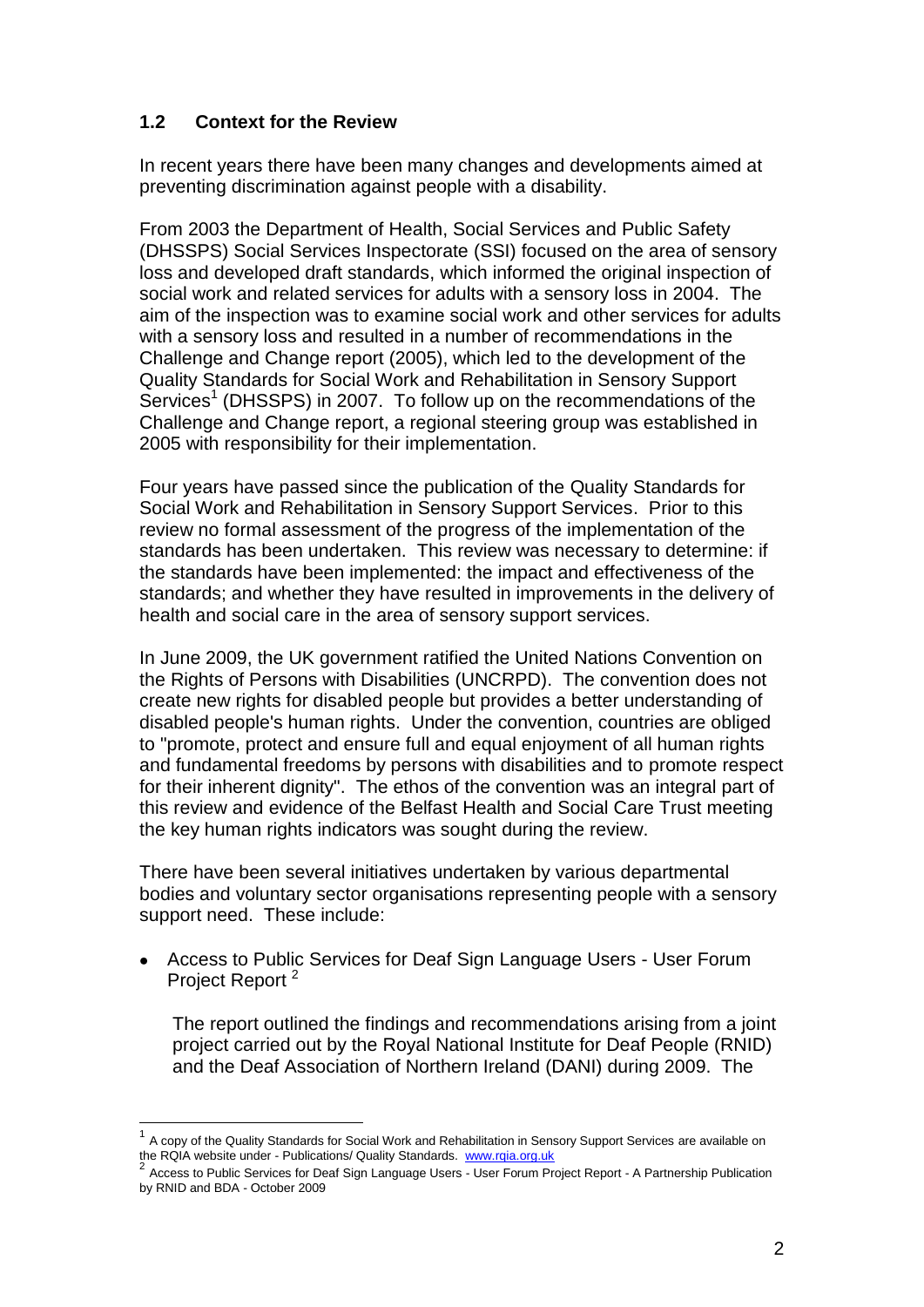### 1.2 Context for the Review

In recent years there have been many changes and developments aimed at preventing discrimination against people with a disability.

From 2003 the Department of Health, Social Services and Public Safety (DHSSPS) Social Services Inspectorate (SSI) focused on the area of sensory loss and developed draft standards, which informed the original inspection of social work and related services for adults with a sensory loss in 2004. The aim of the inspection was to examine social work and other services for adults with a sensory loss and resulted in a number of recommendations in the Challenge and Change report (2005), which led to the development of the Quality Standards for Social Work and Rehabilitation in Sensory Support Services[1] (DHSSPS) in 2007. To follow up on the recommendations of the Challenge and Change report, a regional steering group was established in 2005 with responsibility for their implementation.

Four years have passed since the publication of the Quality Standards for Social Work and Rehabilitation in Sensory Support Services. Prior to this review no formal assessment of the progress of the implementation of the standards has been undertaken. This review was necessary to determine: if the standards have been implemented: the impact and effectiveness of the standards; and whether they have resulted in improvements in the delivery of health and social care in the area of sensory support services.

In June 2009, the UK government ratified the United Nations Convention on the Rights of Persons with Disabilities (UNCRPD). The convention does not create new rights for disabled people but provides a better understanding of disabled people's human rights. Under the convention, countries are obliged to "promote, protect and ensure full and equal enjoyment of all human rights and fundamental freedoms by persons with disabilities and to promote respect for their inherent dignity". The ethos of the convention was an integral part of this review and evidence of the Belfast Health and Social Care Trust meeting the key human rights indicators was sought during the review.

There have been several initiatives undertaken by various departmental bodies and voluntary sector organisations representing people with a sensory support need. These include:

- Access to Public Services for Deaf Sign Language Users - User Forum Project Report [2]

  The report outlined the findings and recommendations arising from a joint project carried out by the Royal National Institute for Deaf People (RNID) and the Deaf Association of Northern Ireland (DANI) during 2009. The

---

[1] A copy of the Quality Standards for Social Work and Rehabilitation in Sensory Support Services are available on the RQIA website under - Publications/ Quality Standards. www.rqia.org.uk

[2] Access to Public Services for Deaf Sign Language Users - User Forum Project Report - A Partnership Publication by RNID and BDA - October 2009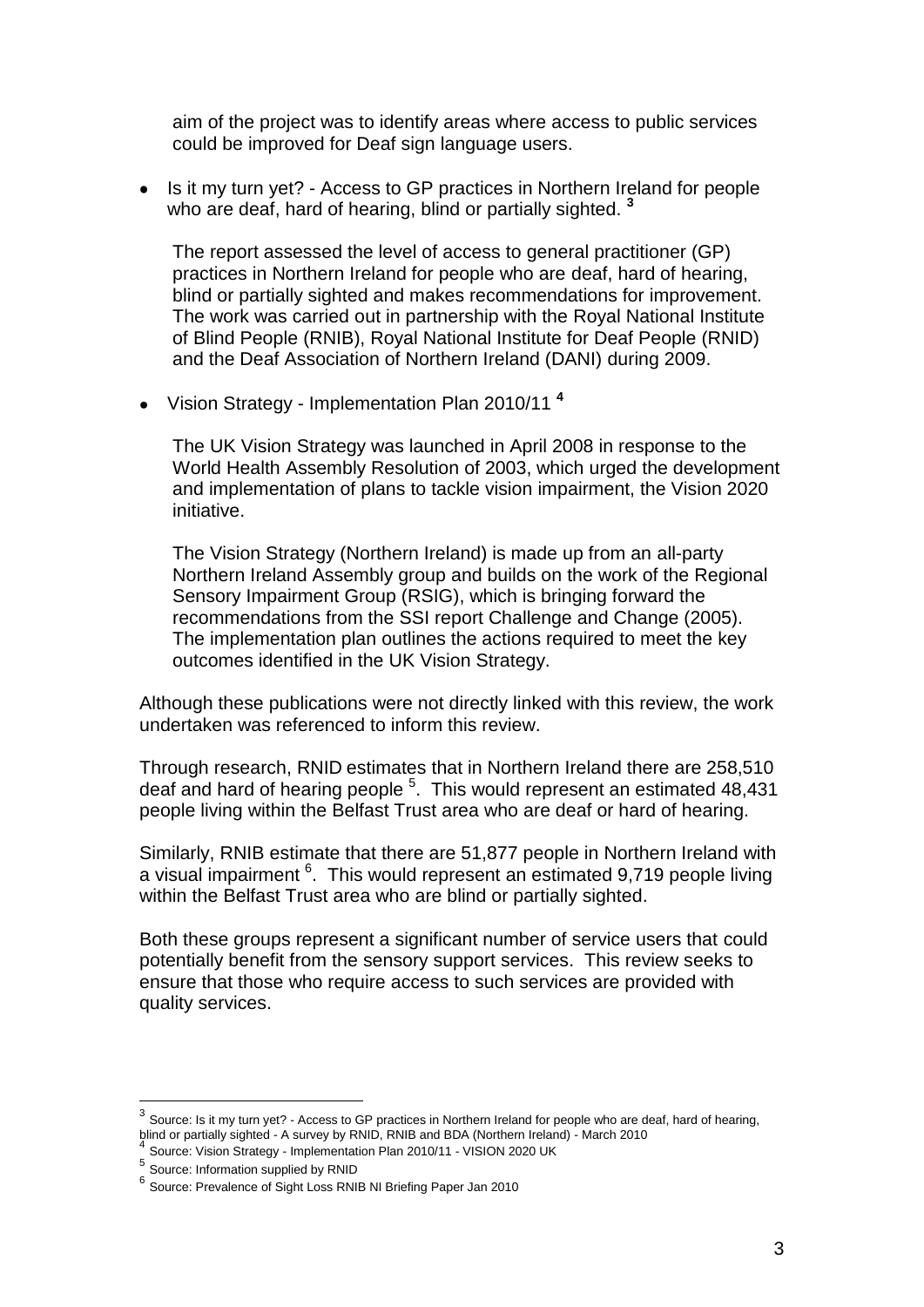aim of the project was to identify areas where access to public services could be improved for Deaf sign language users.

- Is it my turn yet? - Access to GP practices in Northern Ireland for people who are deaf, hard of hearing, blind or partially sighted. [3]

  The report assessed the level of access to general practitioner (GP) practices in Northern Ireland for people who are deaf, hard of hearing, blind or partially sighted and makes recommendations for improvement. The work was carried out in partnership with the Royal National Institute of Blind People (RNIB), Royal National Institute for Deaf People (RNID) and the Deaf Association of Northern Ireland (DANI) during 2009.

- Vision Strategy - Implementation Plan 2010/11 [4]

  The UK Vision Strategy was launched in April 2008 in response to the World Health Assembly Resolution of 2003, which urged the development and implementation of plans to tackle vision impairment, the Vision 2020 initiative.

  The Vision Strategy (Northern Ireland) is made up from an all-party Northern Ireland Assembly group and builds on the work of the Regional Sensory Impairment Group (RSIG), which is bringing forward the recommendations from the SSI report Challenge and Change (2005). The implementation plan outlines the actions required to meet the key outcomes identified in the UK Vision Strategy.

Although these publications were not directly linked with this review, the work undertaken was referenced to inform this review.

Through research, RNID estimates that in Northern Ireland there are 258,510 deaf and hard of hearing people [5]. This would represent an estimated 48,431 people living within the Belfast Trust area who are deaf or hard of hearing.

Similarly, RNIB estimate that there are 51,877 people in Northern Ireland with a visual impairment [6]. This would represent an estimated 9,719 people living within the Belfast Trust area who are blind or partially sighted.

Both these groups represent a significant number of service users that could potentially benefit from the sensory support services. This review seeks to ensure that those who require access to such services are provided with quality services.

---

[3] Source: Is it my turn yet? - Access to GP practices in Northern Ireland for people who are deaf, hard of hearing, blind or partially sighted - A survey by RNID, RNIB and BDA (Northern Ireland) - March 2010

[4] Source: Vision Strategy - Implementation Plan 2010/11 - VISION 2020 UK

[5] Source: Information supplied by RNID

[6] Source: Prevalence of Sight Loss RNIB NI Briefing Paper Jan 2010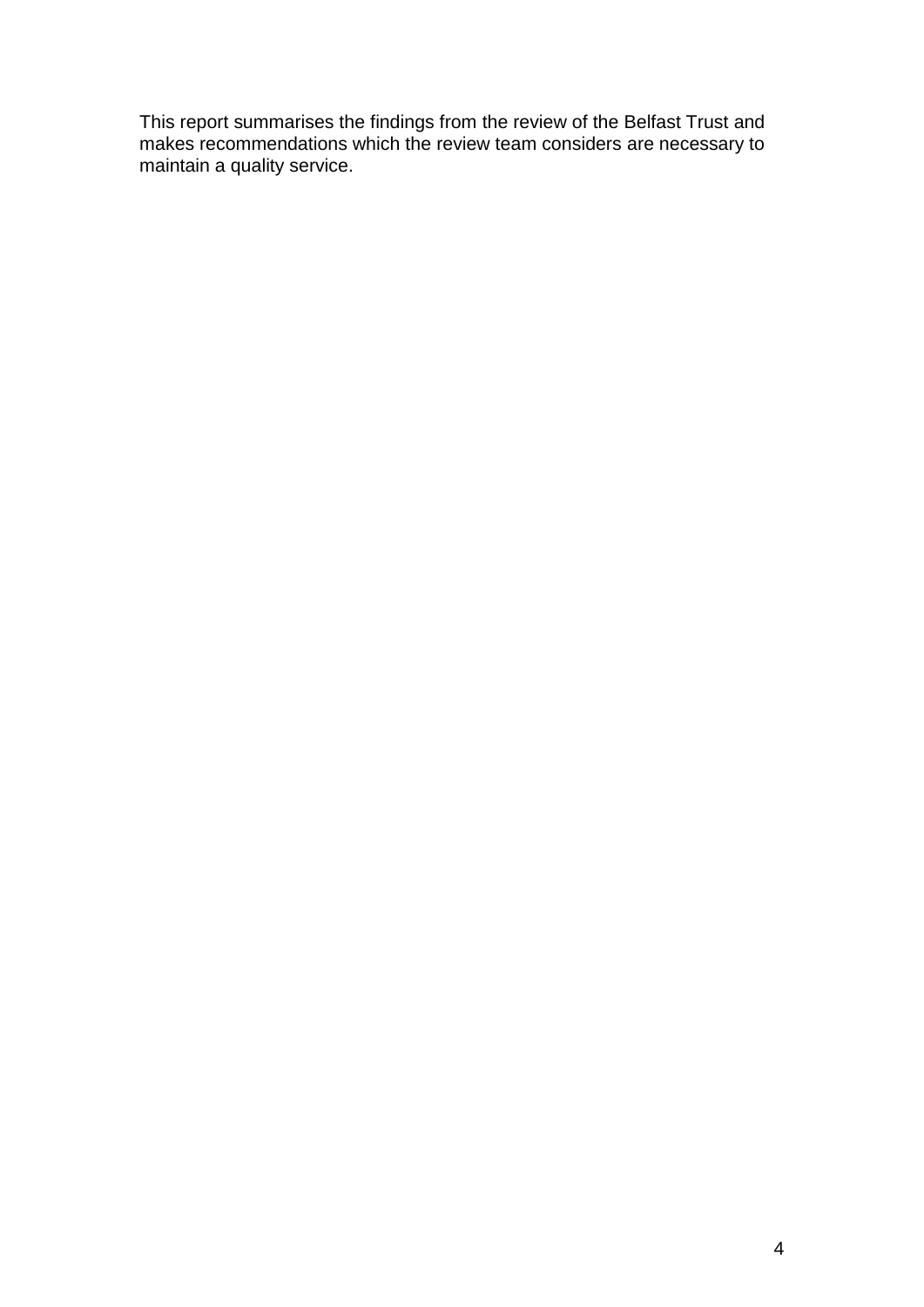This report summarises the findings from the review of the Belfast Trust and makes recommendations which the review team considers are necessary to maintain a quality service.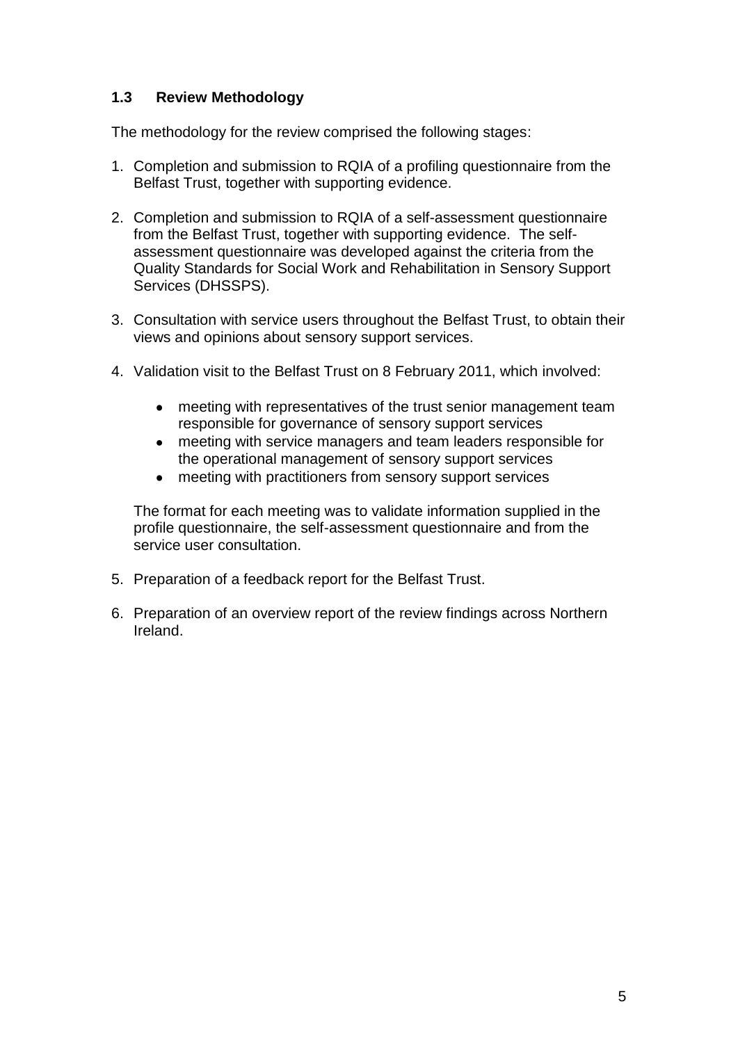### 1.3 Review Methodology

The methodology for the review comprised the following stages:

1. Completion and submission to RQIA of a profiling questionnaire from the Belfast Trust, together with supporting evidence.

2. Completion and submission to RQIA of a self-assessment questionnaire from the Belfast Trust, together with supporting evidence. The self-assessment questionnaire was developed against the criteria from the Quality Standards for Social Work and Rehabilitation in Sensory Support Services (DHSSPS).

3. Consultation with service users throughout the Belfast Trust, to obtain their views and opinions about sensory support services.

4. Validation visit to the Belfast Trust on 8 February 2011, which involved:

   - meeting with representatives of the trust senior management team responsible for governance of sensory support services
   - meeting with service managers and team leaders responsible for the operational management of sensory support services
   - meeting with practitioners from sensory support services

   The format for each meeting was to validate information supplied in the profile questionnaire, the self-assessment questionnaire and from the service user consultation.

5. Preparation of a feedback report for the Belfast Trust.

6. Preparation of an overview report of the review findings across Northern Ireland.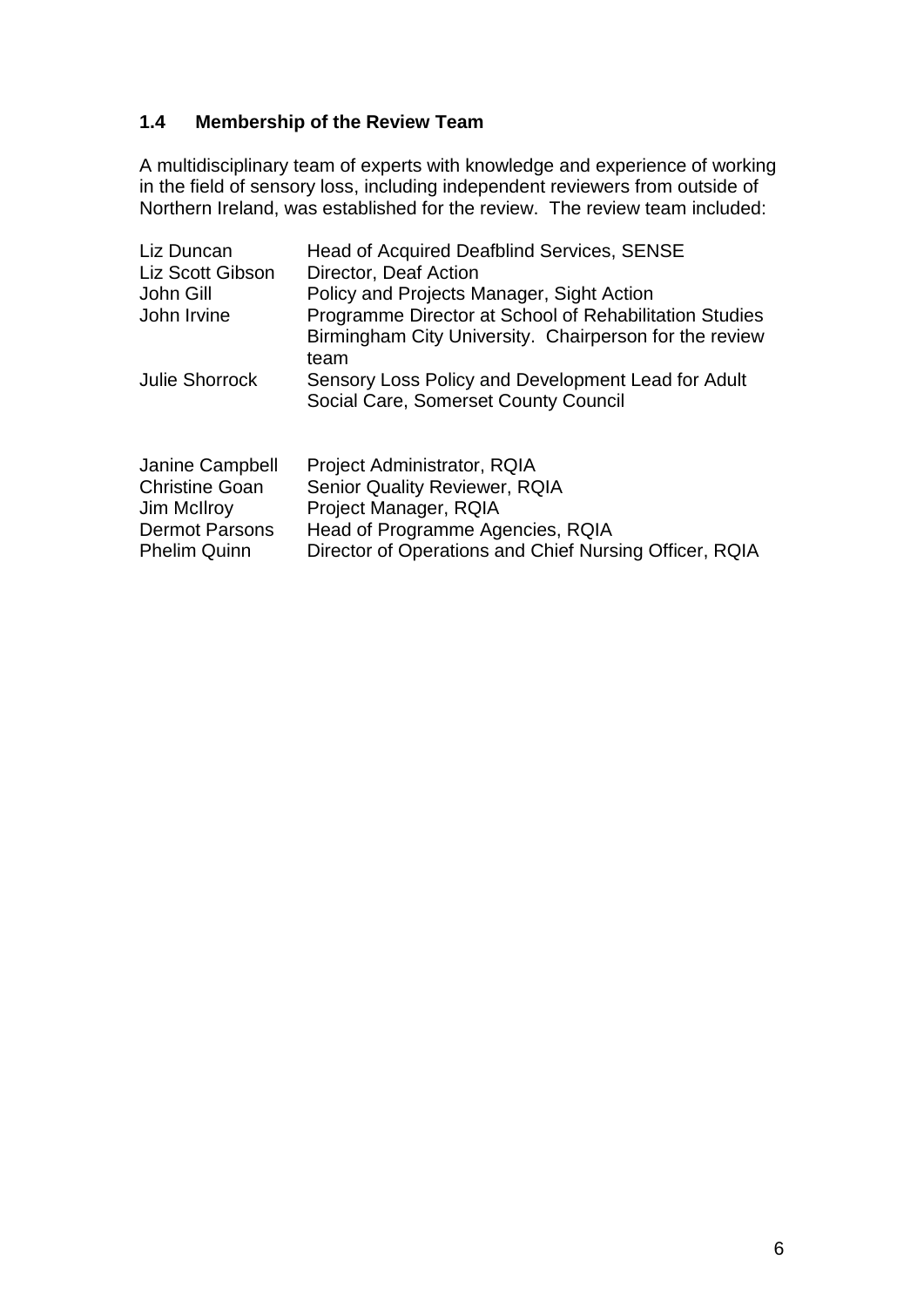### 1.4 Membership of the Review Team

A multidisciplinary team of experts with knowledge and experience of working in the field of sensory loss, including independent reviewers from outside of Northern Ireland, was established for the review. The review team included:

| | |
|---|---|
| Liz Duncan | Head of Acquired Deafblind Services, SENSE |
| Liz Scott Gibson | Director, Deaf Action |
| John Gill | Policy and Projects Manager, Sight Action |
| John Irvine | Programme Director at School of Rehabilitation Studies Birmingham City University. Chairperson for the review team |
| Julie Shorrock | Sensory Loss Policy and Development Lead for Adult Social Care, Somerset County Council |

| | |
|---|---|
| Janine Campbell | Project Administrator, RQIA |
| Christine Goan | Senior Quality Reviewer, RQIA |
| Jim McIlroy | Project Manager, RQIA |
| Dermot Parsons | Head of Programme Agencies, RQIA |
| Phelim Quinn | Director of Operations and Chief Nursing Officer, RQIA |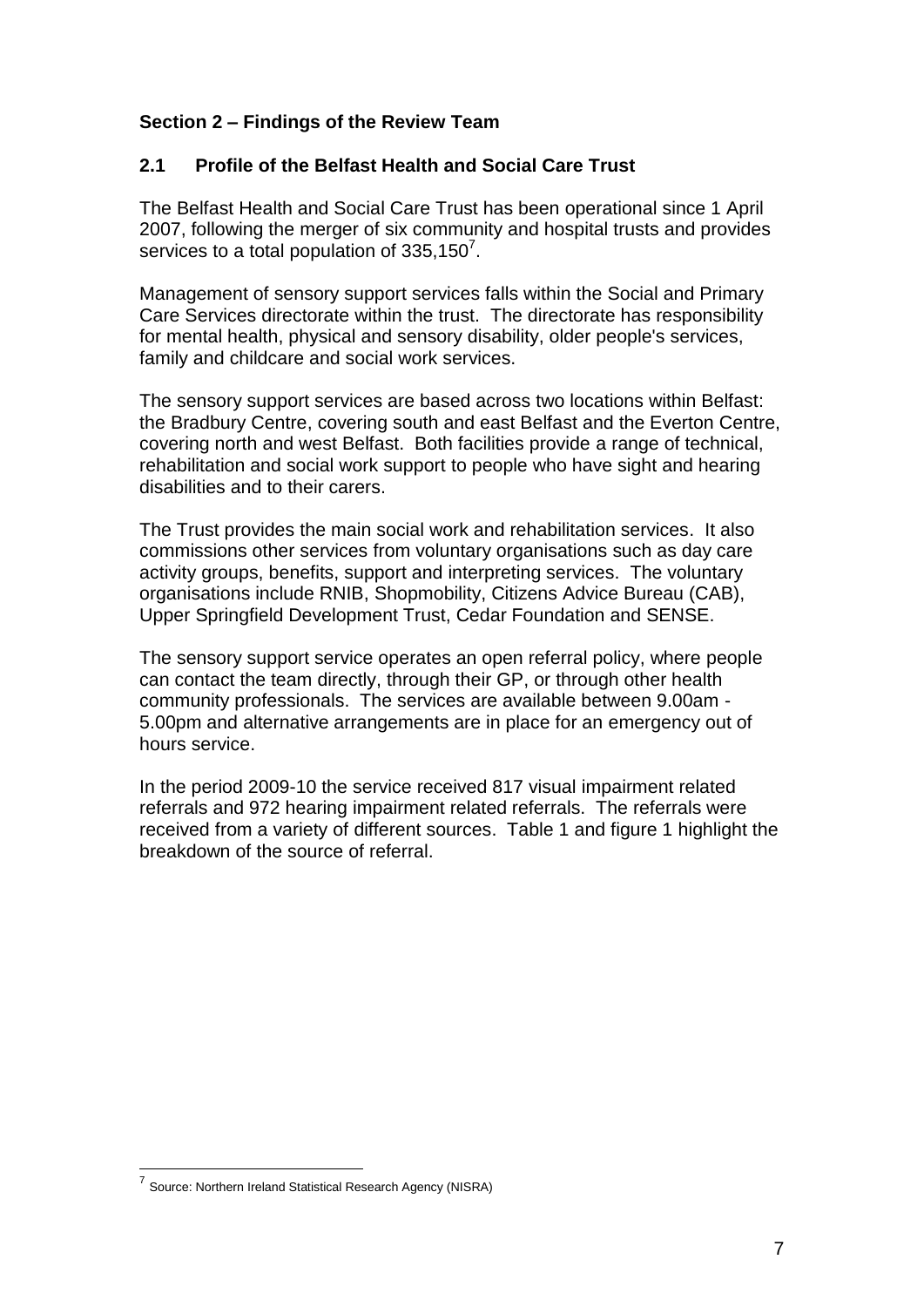## Section 2 – Findings of the Review Team

### 2.1 Profile of the Belfast Health and Social Care Trust

The Belfast Health and Social Care Trust has been operational since 1 April 2007, following the merger of six community and hospital trusts and provides services to a total population of 335,150[7].

Management of sensory support services falls within the Social and Primary Care Services directorate within the trust. The directorate has responsibility for mental health, physical and sensory disability, older people's services, family and childcare and social work services.

The sensory support services are based across two locations within Belfast: the Bradbury Centre, covering south and east Belfast and the Everton Centre, covering north and west Belfast. Both facilities provide a range of technical, rehabilitation and social work support to people who have sight and hearing disabilities and to their carers.

The Trust provides the main social work and rehabilitation services. It also commissions other services from voluntary organisations such as day care activity groups, benefits, support and interpreting services. The voluntary organisations include RNIB, Shopmobility, Citizens Advice Bureau (CAB), Upper Springfield Development Trust, Cedar Foundation and SENSE.

The sensory support service operates an open referral policy, where people can contact the team directly, through their GP, or through other health community professionals. The services are available between 9.00am - 5.00pm and alternative arrangements are in place for an emergency out of hours service.

In the period 2009-10 the service received 817 visual impairment related referrals and 972 hearing impairment related referrals. The referrals were received from a variety of different sources. Table 1 and figure 1 highlight the breakdown of the source of referral.

[7] Source: Northern Ireland Statistical Research Agency (NISRA)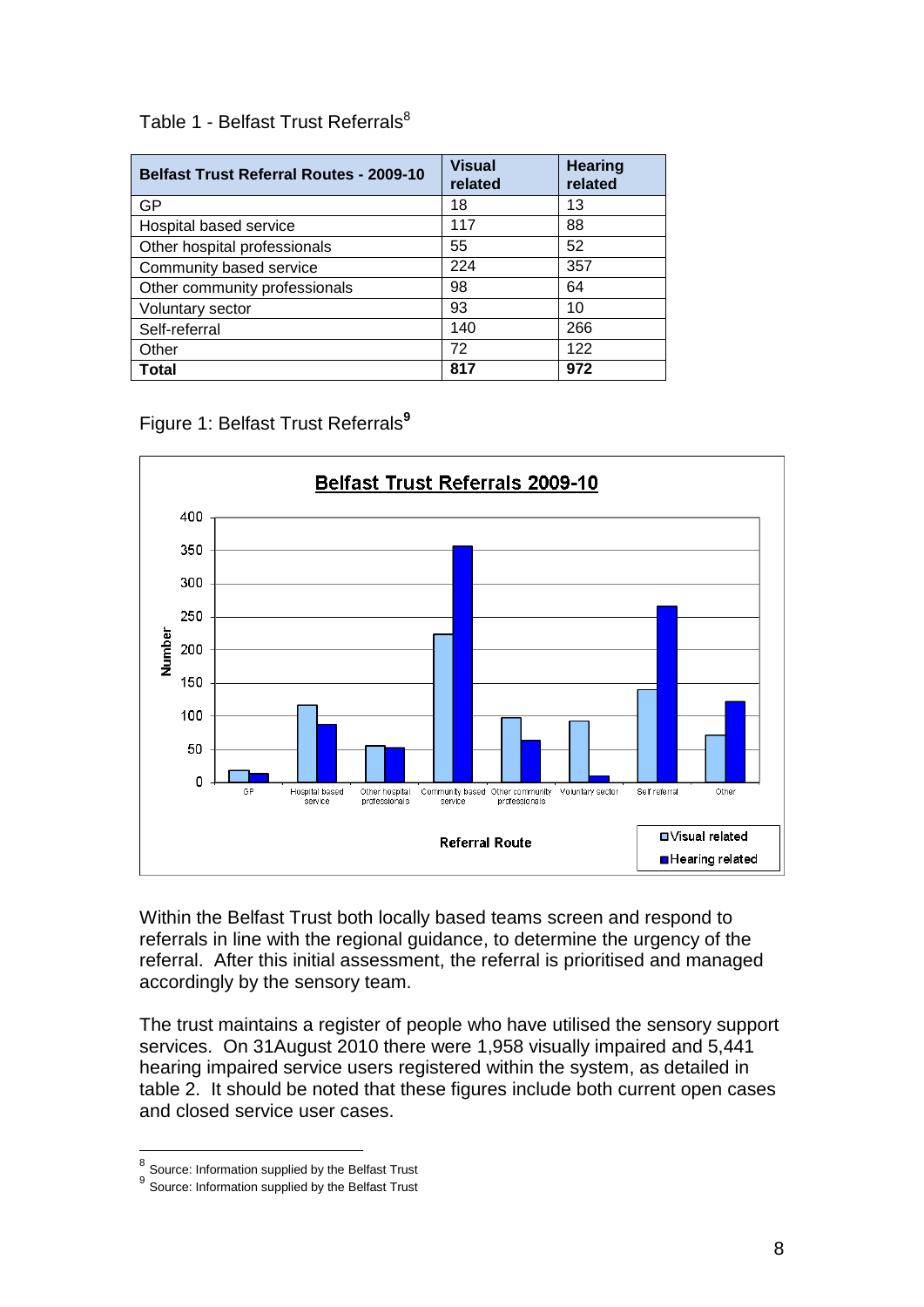Table 1 - Belfast Trust Referrals[8]

| Belfast Trust Referral Routes - 2009-10 | Visual related | Hearing related |
|---|---|---|
| GP | 18 | 13 |
| Hospital based service | 117 | 88 |
| Other hospital professionals | 55 | 52 |
| Community based service | 224 | 357 |
| Other community professionals | 98 | 64 |
| Voluntary sector | 93 | 10 |
| Self-referral | 140 | 266 |
| Other | 72 | 122 |
| **Total** | **817** | **972** |

Figure 1: Belfast Trust Referrals[9]

Within the Belfast Trust both locally based teams screen and respond to referrals in line with the regional guidance, to determine the urgency of the referral. After this initial assessment, the referral is prioritised and managed accordingly by the sensory team.

The trust maintains a register of people who have utilised the sensory support services. On 31August 2010 there were 1,958 visually impaired and 5,441 hearing impaired service users registered within the system, as detailed in table 2. It should be noted that these figures include both current open cases and closed service user cases.

---

[8] Source: Information supplied by the Belfast Trust
[9] Source: Information supplied by the Belfast Trust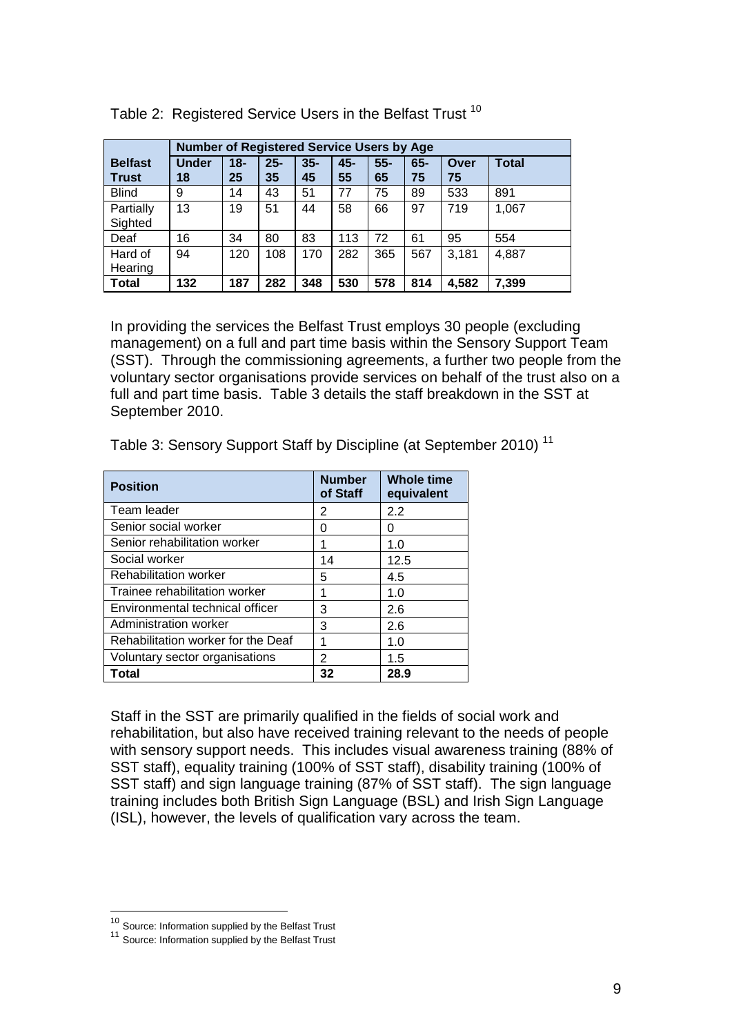Table 2: Registered Service Users in the Belfast Trust [10]

| | Number of Registered Service Users by Age | | | | | | | | |
|---|---|---|---|---|---|---|---|---|---|
| **Belfast Trust** | **Under 18** | **18-25** | **25-35** | **35-45** | **45-55** | **55-65** | **65-75** | **Over 75** | **Total** |
| Blind | 9 | 14 | 43 | 51 | 77 | 75 | 89 | 533 | 891 |
| Partially Sighted | 13 | 19 | 51 | 44 | 58 | 66 | 97 | 719 | 1,067 |
| Deaf | 16 | 34 | 80 | 83 | 113 | 72 | 61 | 95 | 554 |
| Hard of Hearing | 94 | 120 | 108 | 170 | 282 | 365 | 567 | 3,181 | 4,887 |
| **Total** | **132** | **187** | **282** | **348** | **530** | **578** | **814** | **4,582** | **7,399** |

In providing the services the Belfast Trust employs 30 people (excluding management) on a full and part time basis within the Sensory Support Team (SST). Through the commissioning agreements, a further two people from the voluntary sector organisations provide services on behalf of the trust also on a full and part time basis. Table 3 details the staff breakdown in the SST at September 2010.

Table 3: Sensory Support Staff by Discipline (at September 2010) [11]

| **Position** | **Number of Staff** | **Whole time equivalent** |
|---|---|---|
| Team leader | 2 | 2.2 |
| Senior social worker | 0 | 0 |
| Senior rehabilitation worker | 1 | 1.0 |
| Social worker | 14 | 12.5 |
| Rehabilitation worker | 5 | 4.5 |
| Trainee rehabilitation worker | 1 | 1.0 |
| Environmental technical officer | 3 | 2.6 |
| Administration worker | 3 | 2.6 |
| Rehabilitation worker for the Deaf | 1 | 1.0 |
| Voluntary sector organisations | 2 | 1.5 |
| **Total** | **32** | **28.9** |

Staff in the SST are primarily qualified in the fields of social work and rehabilitation, but also have received training relevant to the needs of people with sensory support needs. This includes visual awareness training (88% of SST staff), equality training (100% of SST staff), disability training (100% of SST staff) and sign language training (87% of SST staff). The sign language training includes both British Sign Language (BSL) and Irish Sign Language (ISL), however, the levels of qualification vary across the team.

[10] Source: Information supplied by the Belfast Trust
[11] Source: Information supplied by the Belfast Trust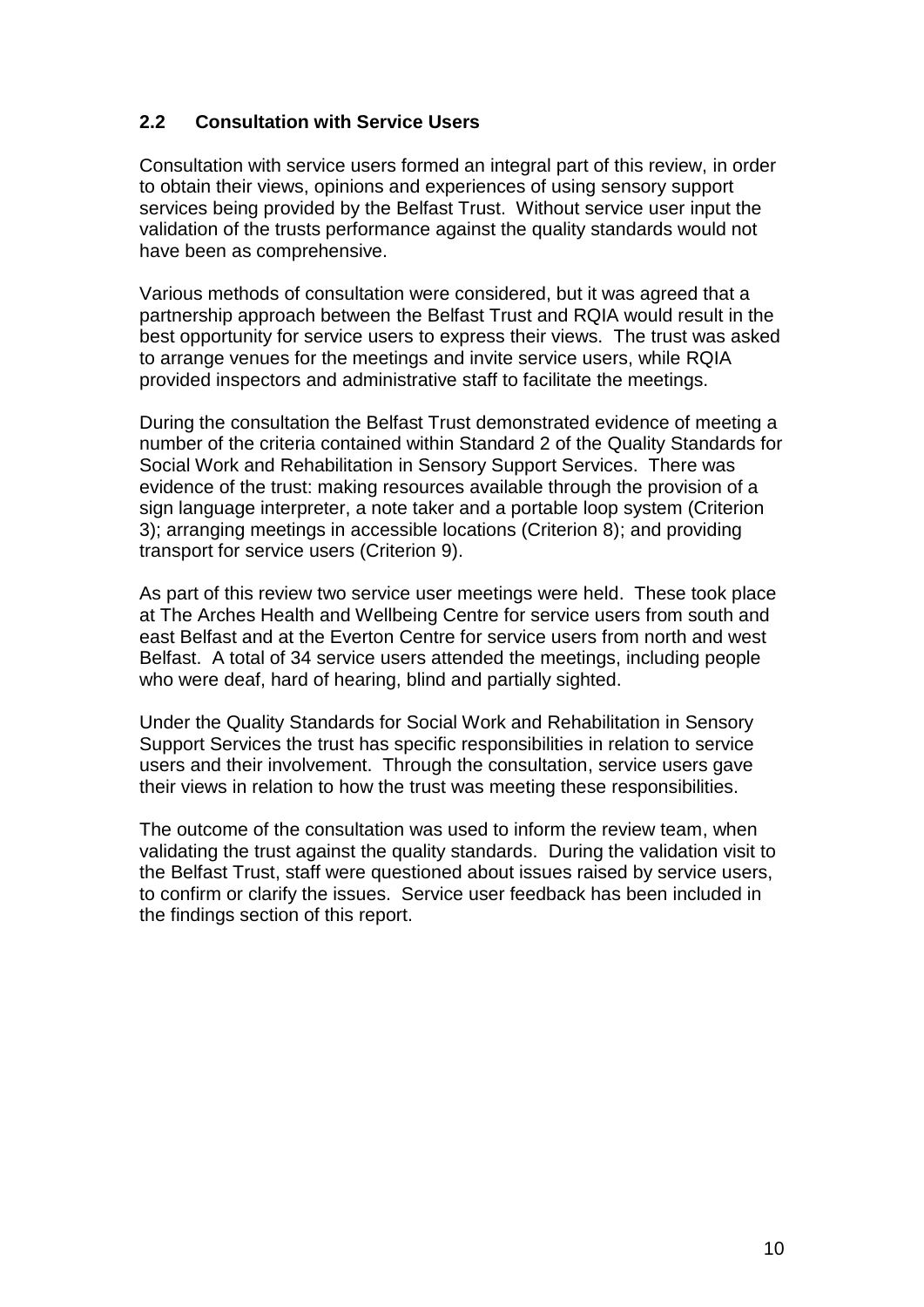### 2.2 Consultation with Service Users

Consultation with service users formed an integral part of this review, in order to obtain their views, opinions and experiences of using sensory support services being provided by the Belfast Trust. Without service user input the validation of the trusts performance against the quality standards would not have been as comprehensive.

Various methods of consultation were considered, but it was agreed that a partnership approach between the Belfast Trust and RQIA would result in the best opportunity for service users to express their views. The trust was asked to arrange venues for the meetings and invite service users, while RQIA provided inspectors and administrative staff to facilitate the meetings.

During the consultation the Belfast Trust demonstrated evidence of meeting a number of the criteria contained within Standard 2 of the Quality Standards for Social Work and Rehabilitation in Sensory Support Services. There was evidence of the trust: making resources available through the provision of a sign language interpreter, a note taker and a portable loop system (Criterion 3); arranging meetings in accessible locations (Criterion 8); and providing transport for service users (Criterion 9).

As part of this review two service user meetings were held. These took place at The Arches Health and Wellbeing Centre for service users from south and east Belfast and at the Everton Centre for service users from north and west Belfast. A total of 34 service users attended the meetings, including people who were deaf, hard of hearing, blind and partially sighted.

Under the Quality Standards for Social Work and Rehabilitation in Sensory Support Services the trust has specific responsibilities in relation to service users and their involvement. Through the consultation, service users gave their views in relation to how the trust was meeting these responsibilities.

The outcome of the consultation was used to inform the review team, when validating the trust against the quality standards. During the validation visit to the Belfast Trust, staff were questioned about issues raised by service users, to confirm or clarify the issues. Service user feedback has been included in the findings section of this report.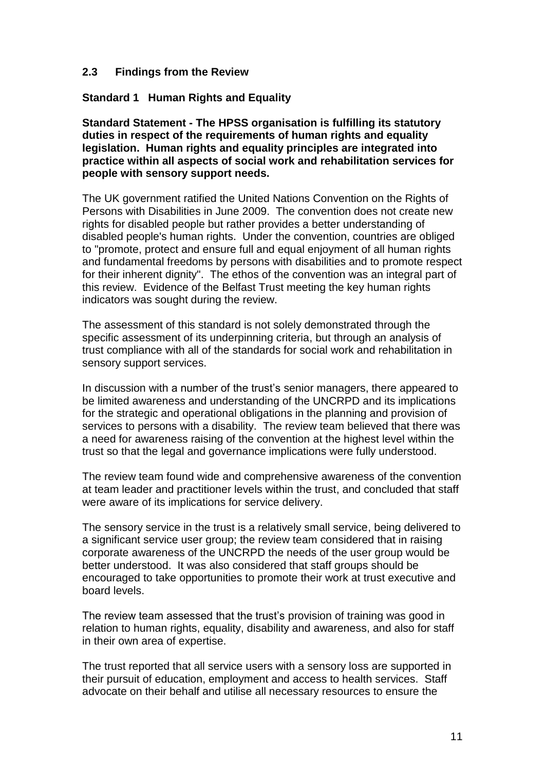### 2.3 Findings from the Review

**Standard 1 Human Rights and Equality**

**Standard Statement - The HPSS organisation is fulfilling its statutory duties in respect of the requirements of human rights and equality legislation. Human rights and equality principles are integrated into practice within all aspects of social work and rehabilitation services for people with sensory support needs.**

The UK government ratified the United Nations Convention on the Rights of Persons with Disabilities in June 2009. The convention does not create new rights for disabled people but rather provides a better understanding of disabled people's human rights. Under the convention, countries are obliged to "promote, protect and ensure full and equal enjoyment of all human rights and fundamental freedoms by persons with disabilities and to promote respect for their inherent dignity". The ethos of the convention was an integral part of this review. Evidence of the Belfast Trust meeting the key human rights indicators was sought during the review.

The assessment of this standard is not solely demonstrated through the specific assessment of its underpinning criteria, but through an analysis of trust compliance with all of the standards for social work and rehabilitation in sensory support services.

In discussion with a number of the trust's senior managers, there appeared to be limited awareness and understanding of the UNCRPD and its implications for the strategic and operational obligations in the planning and provision of services to persons with a disability. The review team believed that there was a need for awareness raising of the convention at the highest level within the trust so that the legal and governance implications were fully understood.

The review team found wide and comprehensive awareness of the convention at team leader and practitioner levels within the trust, and concluded that staff were aware of its implications for service delivery.

The sensory service in the trust is a relatively small service, being delivered to a significant service user group; the review team considered that in raising corporate awareness of the UNCRPD the needs of the user group would be better understood. It was also considered that staff groups should be encouraged to take opportunities to promote their work at trust executive and board levels.

The review team assessed that the trust's provision of training was good in relation to human rights, equality, disability and awareness, and also for staff in their own area of expertise.

The trust reported that all service users with a sensory loss are supported in their pursuit of education, employment and access to health services. Staff advocate on their behalf and utilise all necessary resources to ensure the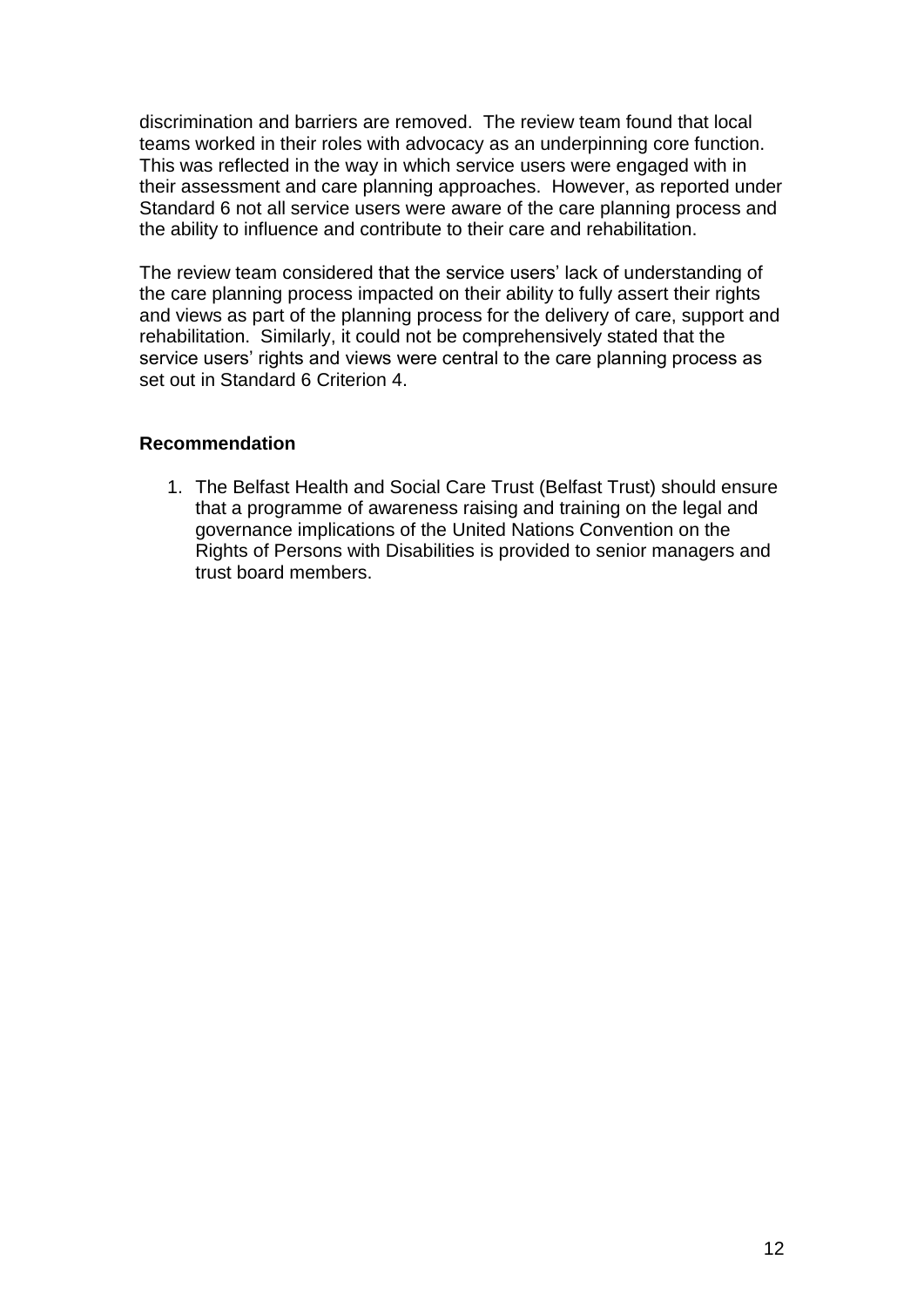discrimination and barriers are removed. The review team found that local teams worked in their roles with advocacy as an underpinning core function. This was reflected in the way in which service users were engaged with in their assessment and care planning approaches. However, as reported under Standard 6 not all service users were aware of the care planning process and the ability to influence and contribute to their care and rehabilitation.

The review team considered that the service users' lack of understanding of the care planning process impacted on their ability to fully assert their rights and views as part of the planning process for the delivery of care, support and rehabilitation. Similarly, it could not be comprehensively stated that the service users' rights and views were central to the care planning process as set out in Standard 6 Criterion 4.

**Recommendation**

1. The Belfast Health and Social Care Trust (Belfast Trust) should ensure that a programme of awareness raising and training on the legal and governance implications of the United Nations Convention on the Rights of Persons with Disabilities is provided to senior managers and trust board members.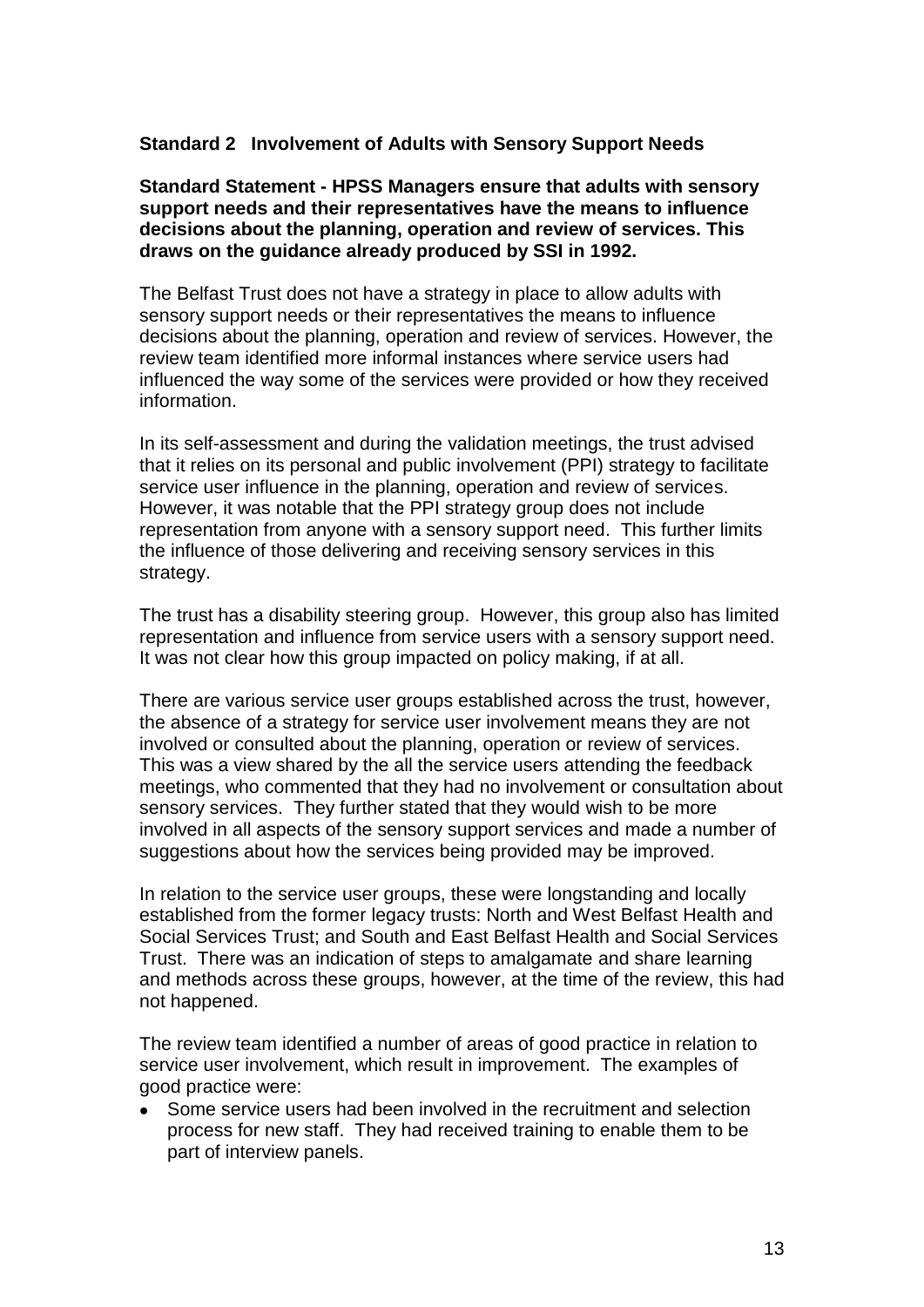**Standard 2 Involvement of Adults with Sensory Support Needs**

**Standard Statement - HPSS Managers ensure that adults with sensory support needs and their representatives have the means to influence decisions about the planning, operation and review of services. This draws on the guidance already produced by SSI in 1992.**

The Belfast Trust does not have a strategy in place to allow adults with sensory support needs or their representatives the means to influence decisions about the planning, operation and review of services. However, the review team identified more informal instances where service users had influenced the way some of the services were provided or how they received information.

In its self-assessment and during the validation meetings, the trust advised that it relies on its personal and public involvement (PPI) strategy to facilitate service user influence in the planning, operation and review of services. However, it was notable that the PPI strategy group does not include representation from anyone with a sensory support need. This further limits the influence of those delivering and receiving sensory services in this strategy.

The trust has a disability steering group. However, this group also has limited representation and influence from service users with a sensory support need. It was not clear how this group impacted on policy making, if at all.

There are various service user groups established across the trust, however, the absence of a strategy for service user involvement means they are not involved or consulted about the planning, operation or review of services. This was a view shared by the all the service users attending the feedback meetings, who commented that they had no involvement or consultation about sensory services. They further stated that they would wish to be more involved in all aspects of the sensory support services and made a number of suggestions about how the services being provided may be improved.

In relation to the service user groups, these were longstanding and locally established from the former legacy trusts: North and West Belfast Health and Social Services Trust; and South and East Belfast Health and Social Services Trust. There was an indication of steps to amalgamate and share learning and methods across these groups, however, at the time of the review, this had not happened.

The review team identified a number of areas of good practice in relation to service user involvement, which result in improvement. The examples of good practice were:

- Some service users had been involved in the recruitment and selection process for new staff. They had received training to enable them to be part of interview panels.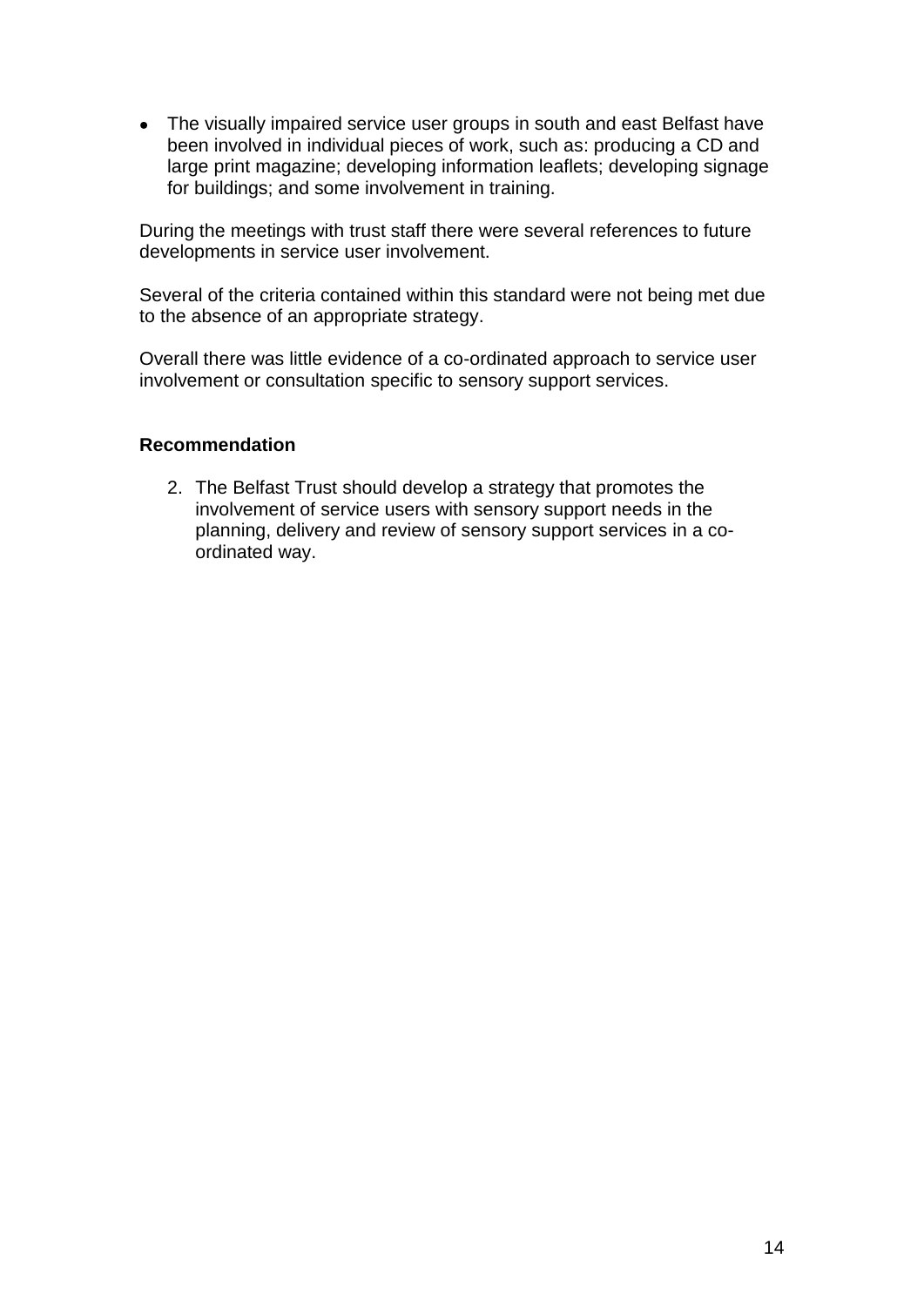- The visually impaired service user groups in south and east Belfast have been involved in individual pieces of work, such as: producing a CD and large print magazine; developing information leaflets; developing signage for buildings; and some involvement in training.

During the meetings with trust staff there were several references to future developments in service user involvement.

Several of the criteria contained within this standard were not being met due to the absence of an appropriate strategy.

Overall there was little evidence of a co-ordinated approach to service user involvement or consultation specific to sensory support services.

**Recommendation**

2. The Belfast Trust should develop a strategy that promotes the involvement of service users with sensory support needs in the planning, delivery and review of sensory support services in a co-ordinated way.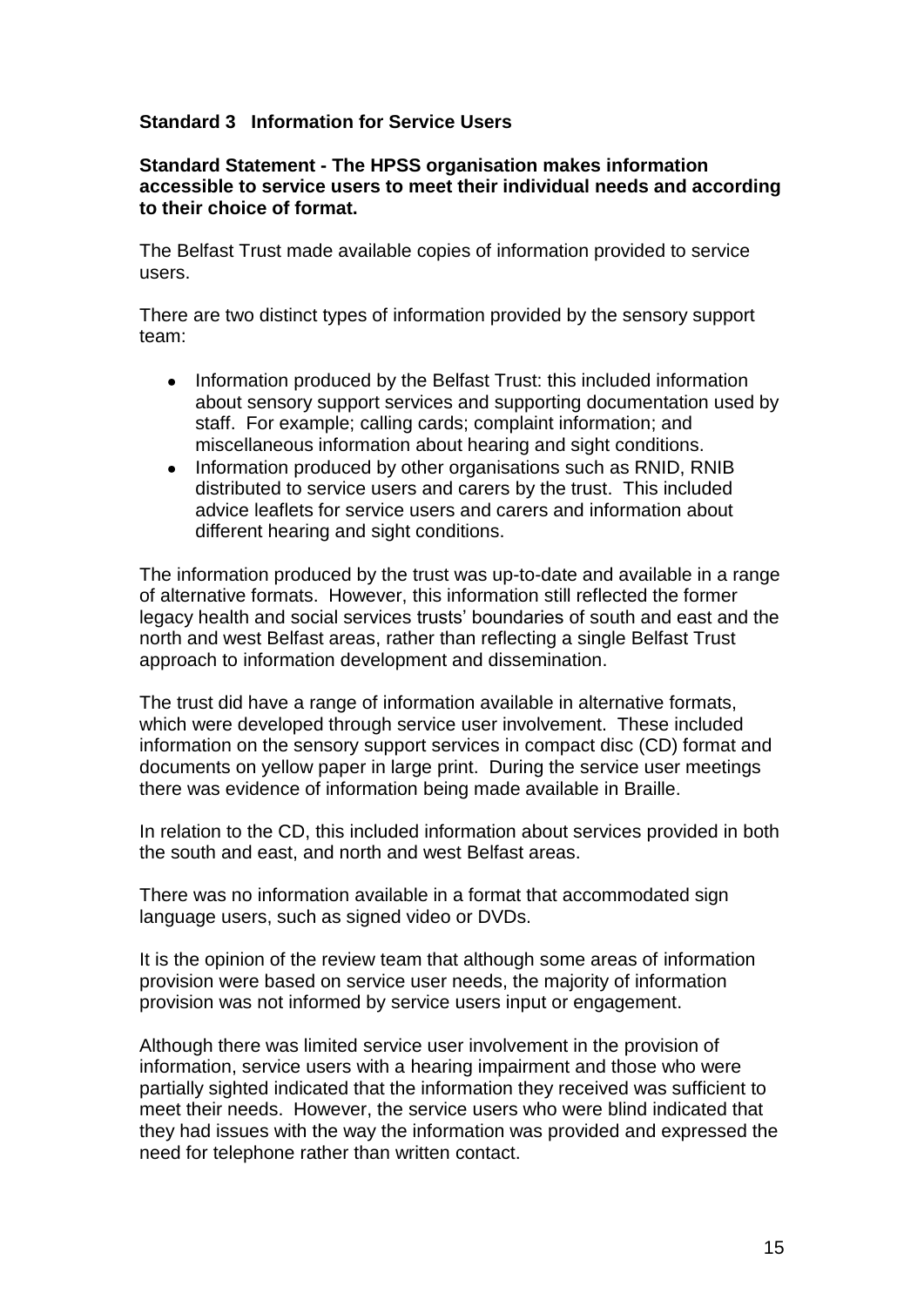### Standard 3 Information for Service Users

**Standard Statement - The HPSS organisation makes information accessible to service users to meet their individual needs and according to their choice of format.**

The Belfast Trust made available copies of information provided to service users.

There are two distinct types of information provided by the sensory support team:

- Information produced by the Belfast Trust: this included information about sensory support services and supporting documentation used by staff. For example; calling cards; complaint information; and miscellaneous information about hearing and sight conditions.
- Information produced by other organisations such as RNID, RNIB distributed to service users and carers by the trust. This included advice leaflets for service users and carers and information about different hearing and sight conditions.

The information produced by the trust was up-to-date and available in a range of alternative formats. However, this information still reflected the former legacy health and social services trusts' boundaries of south and east and the north and west Belfast areas, rather than reflecting a single Belfast Trust approach to information development and dissemination.

The trust did have a range of information available in alternative formats, which were developed through service user involvement. These included information on the sensory support services in compact disc (CD) format and documents on yellow paper in large print. During the service user meetings there was evidence of information being made available in Braille.

In relation to the CD, this included information about services provided in both the south and east, and north and west Belfast areas.

There was no information available in a format that accommodated sign language users, such as signed video or DVDs.

It is the opinion of the review team that although some areas of information provision were based on service user needs, the majority of information provision was not informed by service users input or engagement.

Although there was limited service user involvement in the provision of information, service users with a hearing impairment and those who were partially sighted indicated that the information they received was sufficient to meet their needs. However, the service users who were blind indicated that they had issues with the way the information was provided and expressed the need for telephone rather than written contact.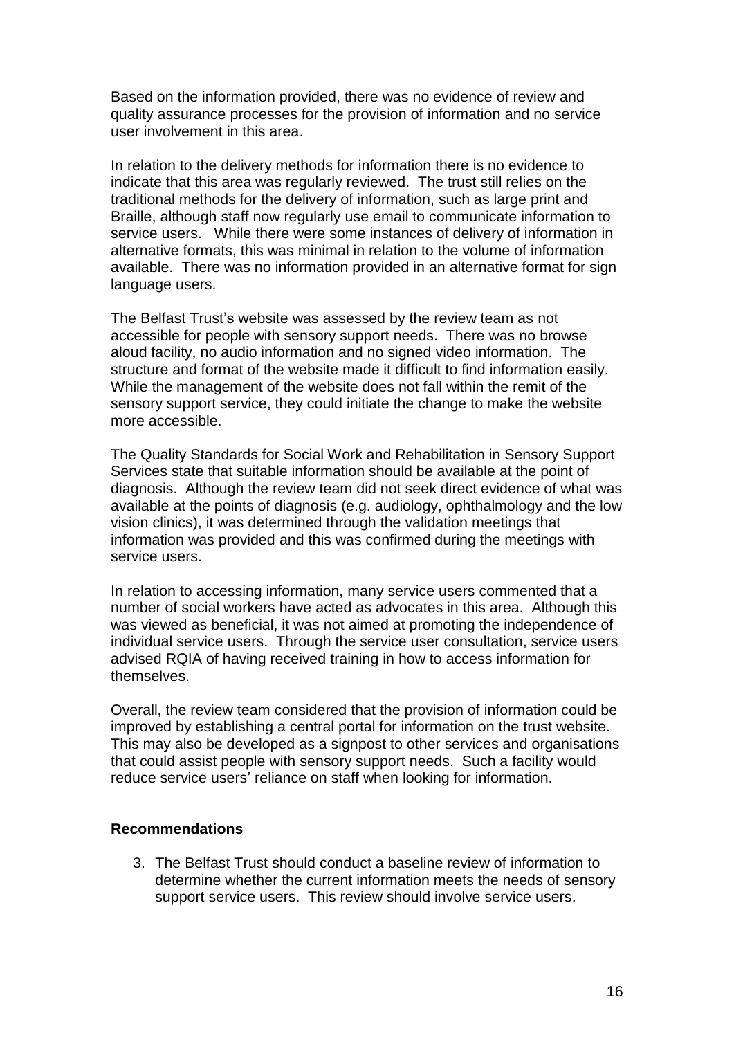Based on the information provided, there was no evidence of review and quality assurance processes for the provision of information and no service user involvement in this area.

In relation to the delivery methods for information there is no evidence to indicate that this area was regularly reviewed. The trust still relies on the traditional methods for the delivery of information, such as large print and Braille, although staff now regularly use email to communicate information to service users. While there were some instances of delivery of information in alternative formats, this was minimal in relation to the volume of information available. There was no information provided in an alternative format for sign language users.

The Belfast Trust's website was assessed by the review team as not accessible for people with sensory support needs. There was no browse aloud facility, no audio information and no signed video information. The structure and format of the website made it difficult to find information easily. While the management of the website does not fall within the remit of the sensory support service, they could initiate the change to make the website more accessible.

The Quality Standards for Social Work and Rehabilitation in Sensory Support Services state that suitable information should be available at the point of diagnosis. Although the review team did not seek direct evidence of what was available at the points of diagnosis (e.g. audiology, ophthalmology and the low vision clinics), it was determined through the validation meetings that information was provided and this was confirmed during the meetings with service users.

In relation to accessing information, many service users commented that a number of social workers have acted as advocates in this area. Although this was viewed as beneficial, it was not aimed at promoting the independence of individual service users. Through the service user consultation, service users advised RQIA of having received training in how to access information for themselves.

Overall, the review team considered that the provision of information could be improved by establishing a central portal for information on the trust website. This may also be developed as a signpost to other services and organisations that could assist people with sensory support needs. Such a facility would reduce service users' reliance on staff when looking for information.

**Recommendations**

3. The Belfast Trust should conduct a baseline review of information to determine whether the current information meets the needs of sensory support service users. This review should involve service users.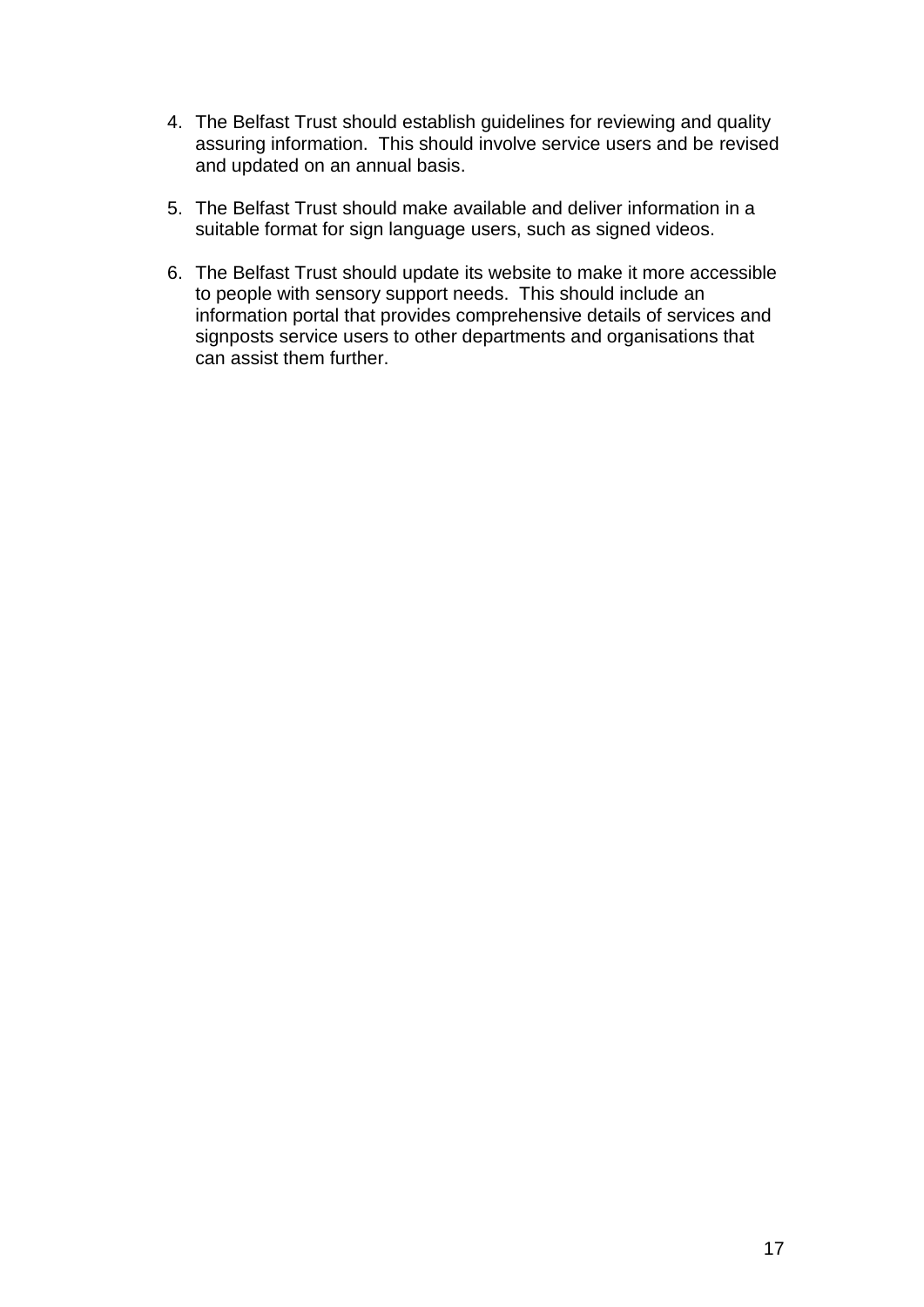4. The Belfast Trust should establish guidelines for reviewing and quality assuring information. This should involve service users and be revised and updated on an annual basis.

5. The Belfast Trust should make available and deliver information in a suitable format for sign language users, such as signed videos.

6. The Belfast Trust should update its website to make it more accessible to people with sensory support needs. This should include an information portal that provides comprehensive details of services and signposts service users to other departments and organisations that can assist them further.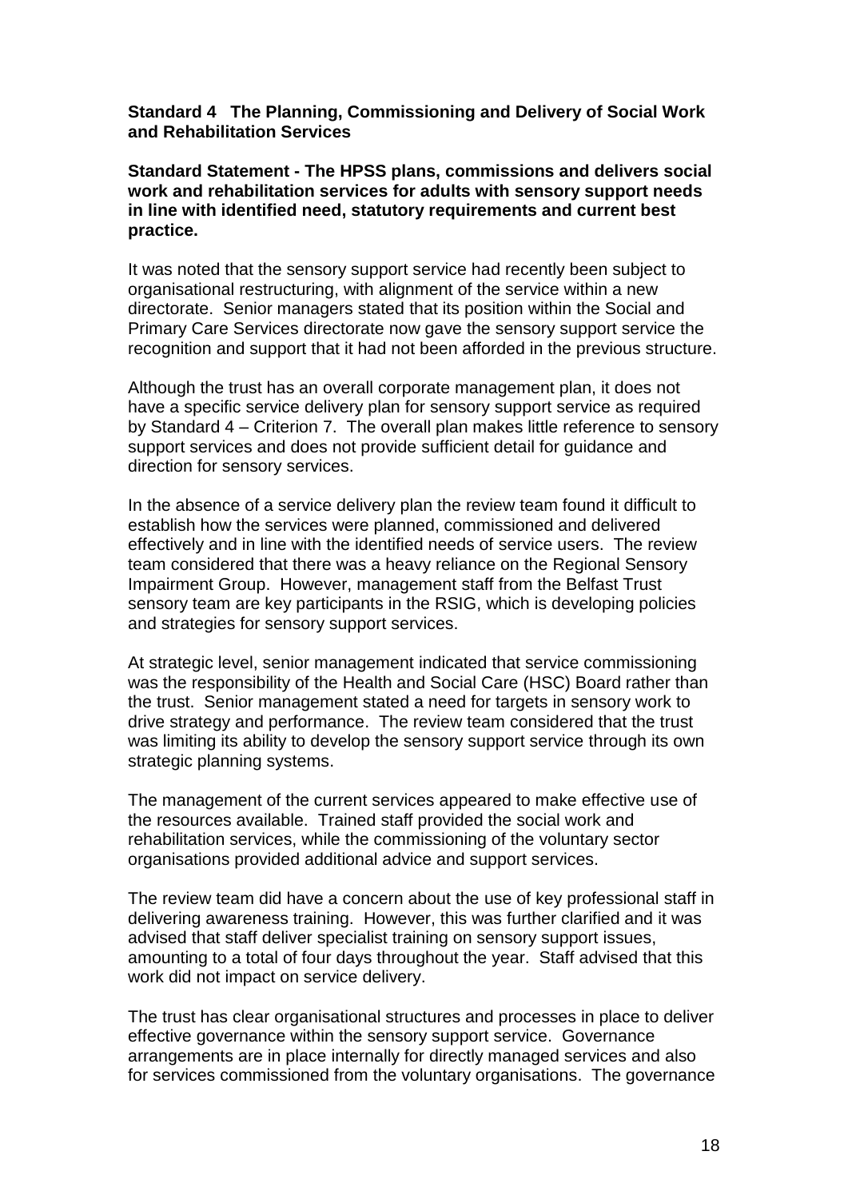**Standard 4 The Planning, Commissioning and Delivery of Social Work and Rehabilitation Services**

**Standard Statement - The HPSS plans, commissions and delivers social work and rehabilitation services for adults with sensory support needs in line with identified need, statutory requirements and current best practice.**

It was noted that the sensory support service had recently been subject to organisational restructuring, with alignment of the service within a new directorate. Senior managers stated that its position within the Social and Primary Care Services directorate now gave the sensory support service the recognition and support that it had not been afforded in the previous structure.

Although the trust has an overall corporate management plan, it does not have a specific service delivery plan for sensory support service as required by Standard 4 – Criterion 7. The overall plan makes little reference to sensory support services and does not provide sufficient detail for guidance and direction for sensory services.

In the absence of a service delivery plan the review team found it difficult to establish how the services were planned, commissioned and delivered effectively and in line with the identified needs of service users. The review team considered that there was a heavy reliance on the Regional Sensory Impairment Group. However, management staff from the Belfast Trust sensory team are key participants in the RSIG, which is developing policies and strategies for sensory support services.

At strategic level, senior management indicated that service commissioning was the responsibility of the Health and Social Care (HSC) Board rather than the trust. Senior management stated a need for targets in sensory work to drive strategy and performance. The review team considered that the trust was limiting its ability to develop the sensory support service through its own strategic planning systems.

The management of the current services appeared to make effective use of the resources available. Trained staff provided the social work and rehabilitation services, while the commissioning of the voluntary sector organisations provided additional advice and support services.

The review team did have a concern about the use of key professional staff in delivering awareness training. However, this was further clarified and it was advised that staff deliver specialist training on sensory support issues, amounting to a total of four days throughout the year. Staff advised that this work did not impact on service delivery.

The trust has clear organisational structures and processes in place to deliver effective governance within the sensory support service. Governance arrangements are in place internally for directly managed services and also for services commissioned from the voluntary organisations. The governance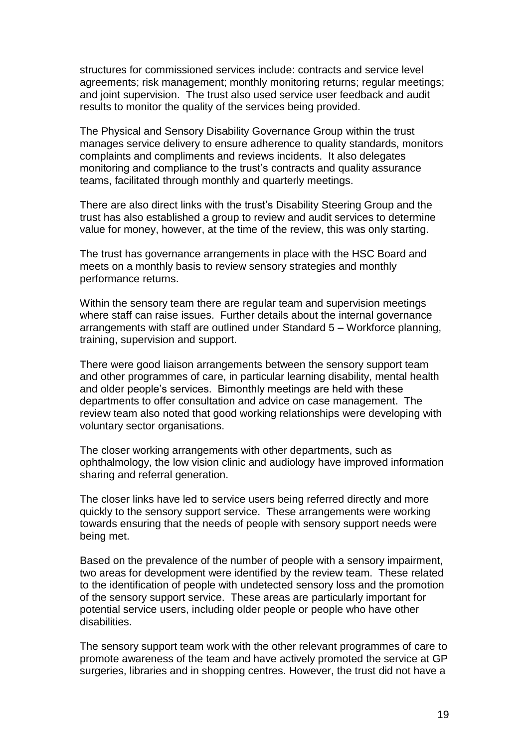structures for commissioned services include: contracts and service level agreements; risk management; monthly monitoring returns; regular meetings; and joint supervision. The trust also used service user feedback and audit results to monitor the quality of the services being provided.

The Physical and Sensory Disability Governance Group within the trust manages service delivery to ensure adherence to quality standards, monitors complaints and compliments and reviews incidents. It also delegates monitoring and compliance to the trust's contracts and quality assurance teams, facilitated through monthly and quarterly meetings.

There are also direct links with the trust's Disability Steering Group and the trust has also established a group to review and audit services to determine value for money, however, at the time of the review, this was only starting.

The trust has governance arrangements in place with the HSC Board and meets on a monthly basis to review sensory strategies and monthly performance returns.

Within the sensory team there are regular team and supervision meetings where staff can raise issues. Further details about the internal governance arrangements with staff are outlined under Standard 5 – Workforce planning, training, supervision and support.

There were good liaison arrangements between the sensory support team and other programmes of care, in particular learning disability, mental health and older people's services. Bimonthly meetings are held with these departments to offer consultation and advice on case management. The review team also noted that good working relationships were developing with voluntary sector organisations.

The closer working arrangements with other departments, such as ophthalmology, the low vision clinic and audiology have improved information sharing and referral generation.

The closer links have led to service users being referred directly and more quickly to the sensory support service. These arrangements were working towards ensuring that the needs of people with sensory support needs were being met.

Based on the prevalence of the number of people with a sensory impairment, two areas for development were identified by the review team. These related to the identification of people with undetected sensory loss and the promotion of the sensory support service. These areas are particularly important for potential service users, including older people or people who have other disabilities.

The sensory support team work with the other relevant programmes of care to promote awareness of the team and have actively promoted the service at GP surgeries, libraries and in shopping centres. However, the trust did not have a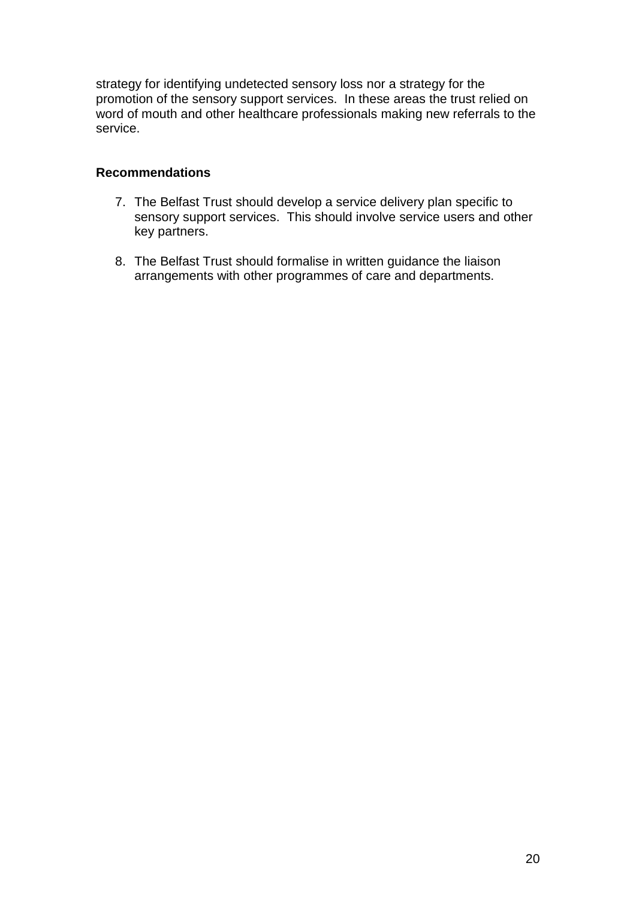strategy for identifying undetected sensory loss nor a strategy for the promotion of the sensory support services.  In these areas the trust relied on word of mouth and other healthcare professionals making new referrals to the service.

**Recommendations**

7. The Belfast Trust should develop a service delivery plan specific to sensory support services.  This should involve service users and other key partners.

8. The Belfast Trust should formalise in written guidance the liaison arrangements with other programmes of care and departments.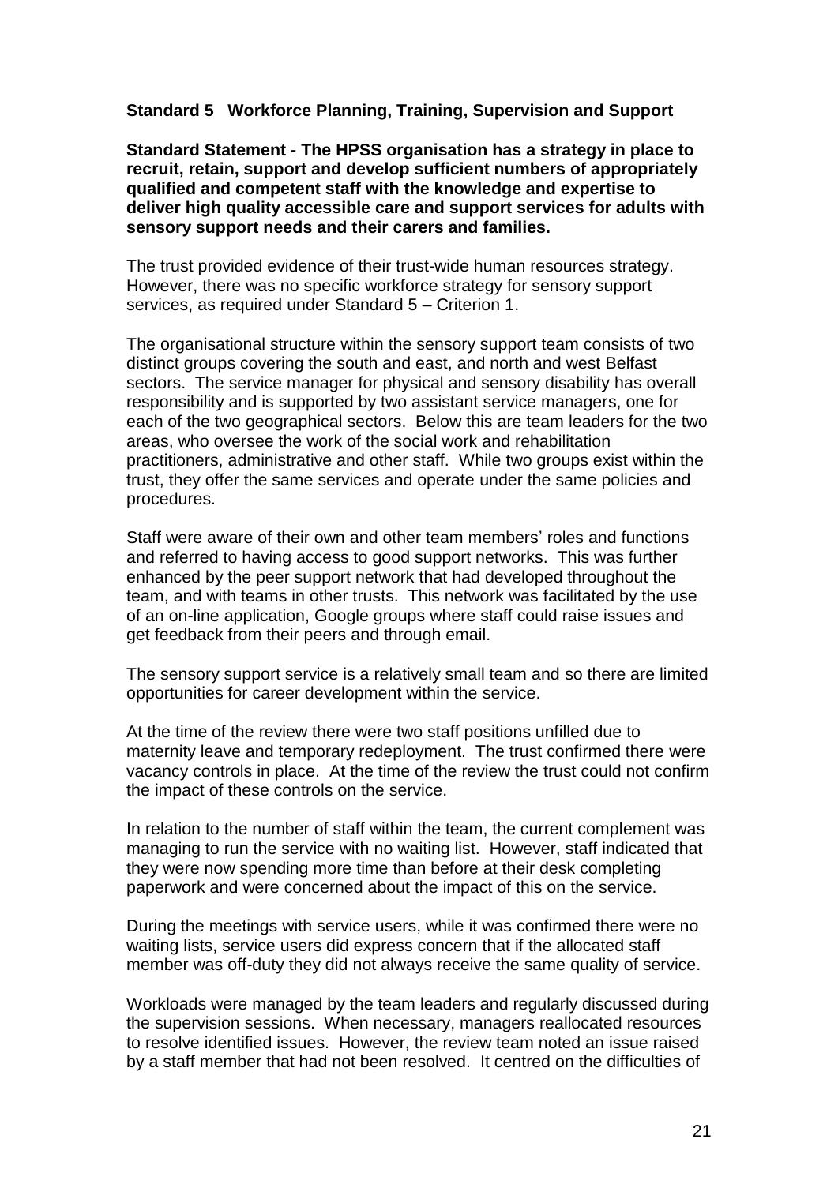**Standard 5 Workforce Planning, Training, Supervision and Support**

**Standard Statement - The HPSS organisation has a strategy in place to recruit, retain, support and develop sufficient numbers of appropriately qualified and competent staff with the knowledge and expertise to deliver high quality accessible care and support services for adults with sensory support needs and their carers and families.**

The trust provided evidence of their trust-wide human resources strategy. However, there was no specific workforce strategy for sensory support services, as required under Standard 5 – Criterion 1.

The organisational structure within the sensory support team consists of two distinct groups covering the south and east, and north and west Belfast sectors. The service manager for physical and sensory disability has overall responsibility and is supported by two assistant service managers, one for each of the two geographical sectors. Below this are team leaders for the two areas, who oversee the work of the social work and rehabilitation practitioners, administrative and other staff. While two groups exist within the trust, they offer the same services and operate under the same policies and procedures.

Staff were aware of their own and other team members' roles and functions and referred to having access to good support networks. This was further enhanced by the peer support network that had developed throughout the team, and with teams in other trusts. This network was facilitated by the use of an on-line application, Google groups where staff could raise issues and get feedback from their peers and through email.

The sensory support service is a relatively small team and so there are limited opportunities for career development within the service.

At the time of the review there were two staff positions unfilled due to maternity leave and temporary redeployment. The trust confirmed there were vacancy controls in place. At the time of the review the trust could not confirm the impact of these controls on the service.

In relation to the number of staff within the team, the current complement was managing to run the service with no waiting list. However, staff indicated that they were now spending more time than before at their desk completing paperwork and were concerned about the impact of this on the service.

During the meetings with service users, while it was confirmed there were no waiting lists, service users did express concern that if the allocated staff member was off-duty they did not always receive the same quality of service.

Workloads were managed by the team leaders and regularly discussed during the supervision sessions. When necessary, managers reallocated resources to resolve identified issues. However, the review team noted an issue raised by a staff member that had not been resolved. It centred on the difficulties of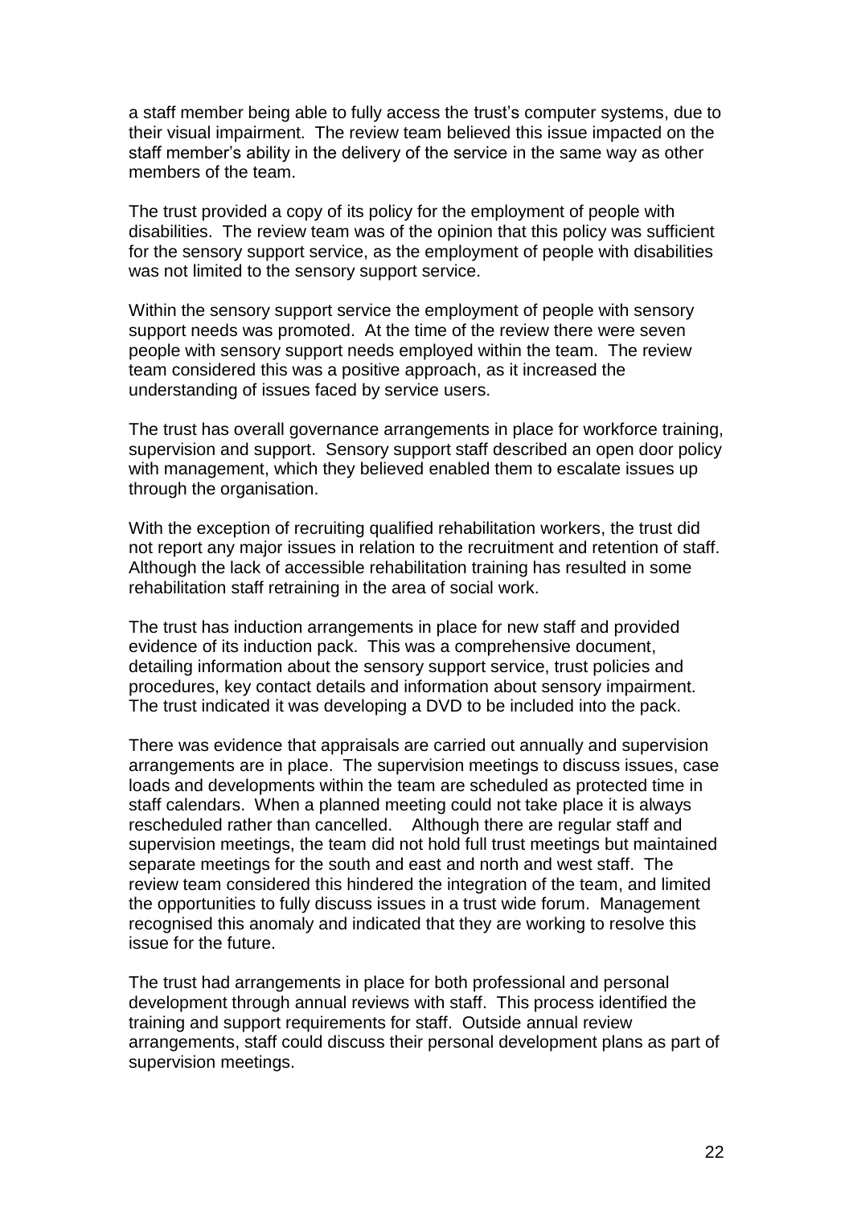a staff member being able to fully access the trust's computer systems, due to their visual impairment. The review team believed this issue impacted on the staff member's ability in the delivery of the service in the same way as other members of the team.

The trust provided a copy of its policy for the employment of people with disabilities. The review team was of the opinion that this policy was sufficient for the sensory support service, as the employment of people with disabilities was not limited to the sensory support service.

Within the sensory support service the employment of people with sensory support needs was promoted. At the time of the review there were seven people with sensory support needs employed within the team. The review team considered this was a positive approach, as it increased the understanding of issues faced by service users.

The trust has overall governance arrangements in place for workforce training, supervision and support. Sensory support staff described an open door policy with management, which they believed enabled them to escalate issues up through the organisation.

With the exception of recruiting qualified rehabilitation workers, the trust did not report any major issues in relation to the recruitment and retention of staff. Although the lack of accessible rehabilitation training has resulted in some rehabilitation staff retraining in the area of social work.

The trust has induction arrangements in place for new staff and provided evidence of its induction pack. This was a comprehensive document, detailing information about the sensory support service, trust policies and procedures, key contact details and information about sensory impairment. The trust indicated it was developing a DVD to be included into the pack.

There was evidence that appraisals are carried out annually and supervision arrangements are in place. The supervision meetings to discuss issues, case loads and developments within the team are scheduled as protected time in staff calendars. When a planned meeting could not take place it is always rescheduled rather than cancelled. Although there are regular staff and supervision meetings, the team did not hold full trust meetings but maintained separate meetings for the south and east and north and west staff. The review team considered this hindered the integration of the team, and limited the opportunities to fully discuss issues in a trust wide forum. Management recognised this anomaly and indicated that they are working to resolve this issue for the future.

The trust had arrangements in place for both professional and personal development through annual reviews with staff. This process identified the training and support requirements for staff. Outside annual review arrangements, staff could discuss their personal development plans as part of supervision meetings.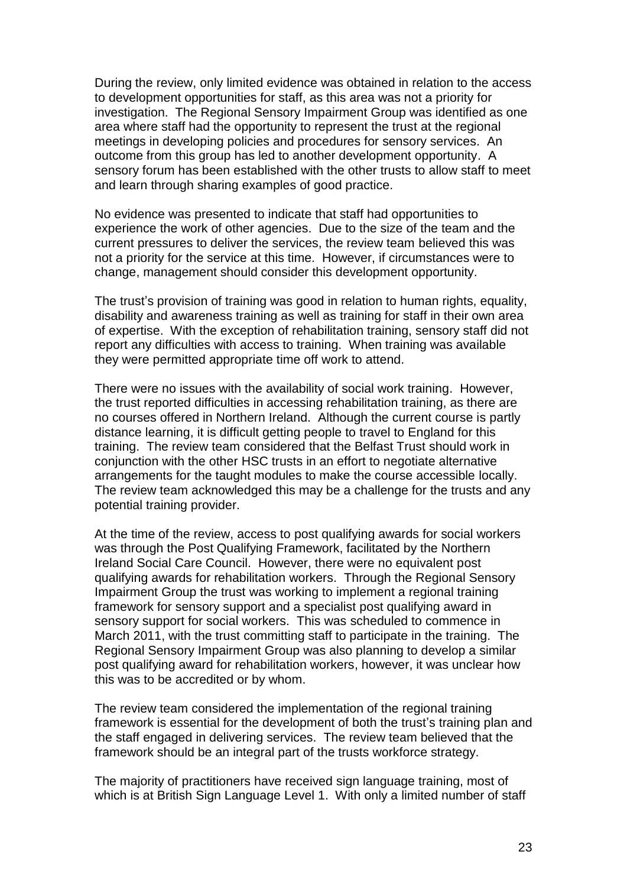During the review, only limited evidence was obtained in relation to the access to development opportunities for staff, as this area was not a priority for investigation. The Regional Sensory Impairment Group was identified as one area where staff had the opportunity to represent the trust at the regional meetings in developing policies and procedures for sensory services. An outcome from this group has led to another development opportunity. A sensory forum has been established with the other trusts to allow staff to meet and learn through sharing examples of good practice.

No evidence was presented to indicate that staff had opportunities to experience the work of other agencies. Due to the size of the team and the current pressures to deliver the services, the review team believed this was not a priority for the service at this time. However, if circumstances were to change, management should consider this development opportunity.

The trust's provision of training was good in relation to human rights, equality, disability and awareness training as well as training for staff in their own area of expertise. With the exception of rehabilitation training, sensory staff did not report any difficulties with access to training. When training was available they were permitted appropriate time off work to attend.

There were no issues with the availability of social work training. However, the trust reported difficulties in accessing rehabilitation training, as there are no courses offered in Northern Ireland. Although the current course is partly distance learning, it is difficult getting people to travel to England for this training. The review team considered that the Belfast Trust should work in conjunction with the other HSC trusts in an effort to negotiate alternative arrangements for the taught modules to make the course accessible locally. The review team acknowledged this may be a challenge for the trusts and any potential training provider.

At the time of the review, access to post qualifying awards for social workers was through the Post Qualifying Framework, facilitated by the Northern Ireland Social Care Council. However, there were no equivalent post qualifying awards for rehabilitation workers. Through the Regional Sensory Impairment Group the trust was working to implement a regional training framework for sensory support and a specialist post qualifying award in sensory support for social workers. This was scheduled to commence in March 2011, with the trust committing staff to participate in the training. The Regional Sensory Impairment Group was also planning to develop a similar post qualifying award for rehabilitation workers, however, it was unclear how this was to be accredited or by whom.

The review team considered the implementation of the regional training framework is essential for the development of both the trust's training plan and the staff engaged in delivering services. The review team believed that the framework should be an integral part of the trusts workforce strategy.

The majority of practitioners have received sign language training, most of which is at British Sign Language Level 1. With only a limited number of staff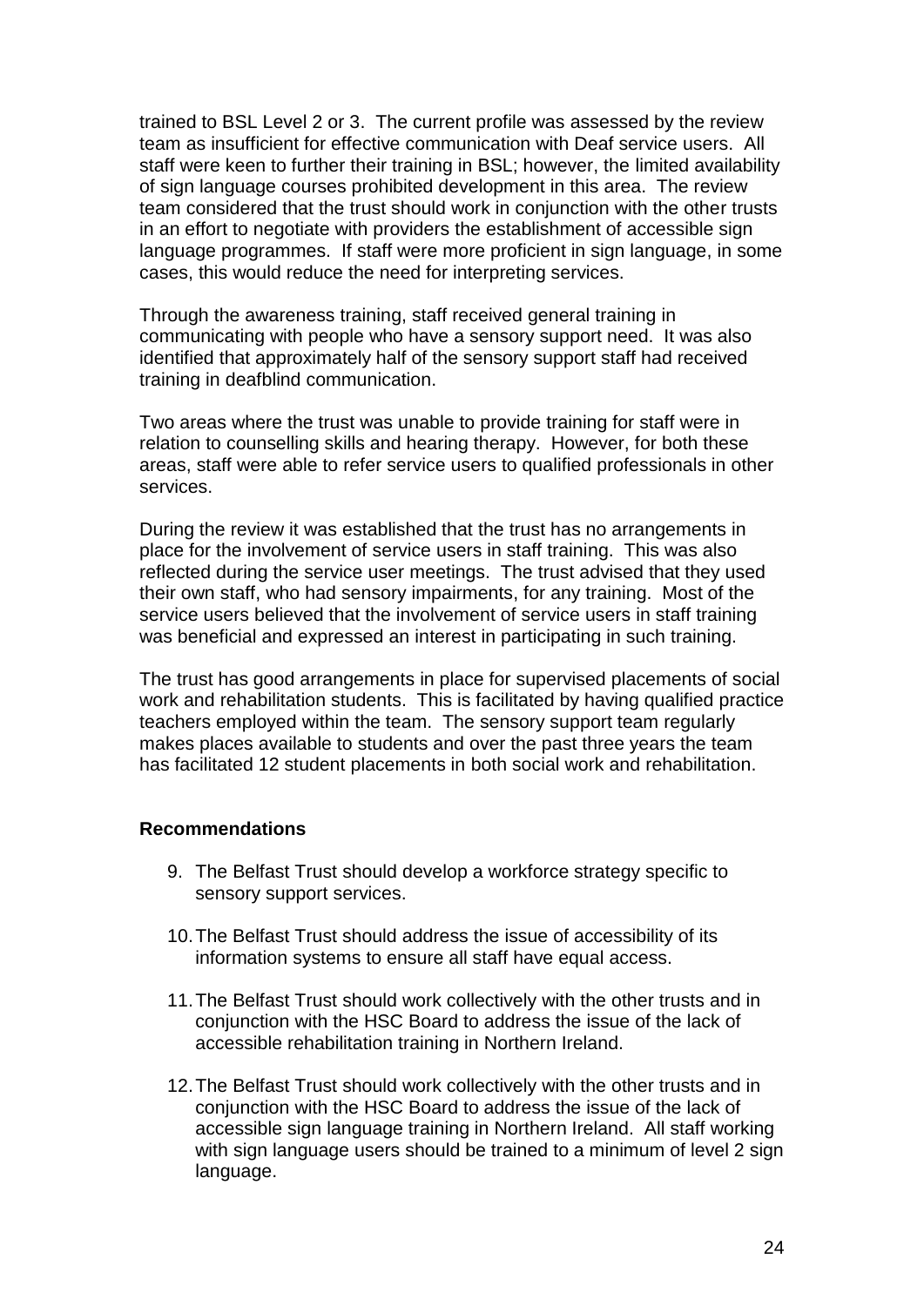trained to BSL Level 2 or 3. The current profile was assessed by the review team as insufficient for effective communication with Deaf service users. All staff were keen to further their training in BSL; however, the limited availability of sign language courses prohibited development in this area. The review team considered that the trust should work in conjunction with the other trusts in an effort to negotiate with providers the establishment of accessible sign language programmes. If staff were more proficient in sign language, in some cases, this would reduce the need for interpreting services.

Through the awareness training, staff received general training in communicating with people who have a sensory support need. It was also identified that approximately half of the sensory support staff had received training in deafblind communication.

Two areas where the trust was unable to provide training for staff were in relation to counselling skills and hearing therapy. However, for both these areas, staff were able to refer service users to qualified professionals in other services.

During the review it was established that the trust has no arrangements in place for the involvement of service users in staff training. This was also reflected during the service user meetings. The trust advised that they used their own staff, who had sensory impairments, for any training. Most of the service users believed that the involvement of service users in staff training was beneficial and expressed an interest in participating in such training.

The trust has good arrangements in place for supervised placements of social work and rehabilitation students. This is facilitated by having qualified practice teachers employed within the team. The sensory support team regularly makes places available to students and over the past three years the team has facilitated 12 student placements in both social work and rehabilitation.

**Recommendations**

9. The Belfast Trust should develop a workforce strategy specific to sensory support services.

10. The Belfast Trust should address the issue of accessibility of its information systems to ensure all staff have equal access.

11. The Belfast Trust should work collectively with the other trusts and in conjunction with the HSC Board to address the issue of the lack of accessible rehabilitation training in Northern Ireland.

12. The Belfast Trust should work collectively with the other trusts and in conjunction with the HSC Board to address the issue of the lack of accessible sign language training in Northern Ireland. All staff working with sign language users should be trained to a minimum of level 2 sign language.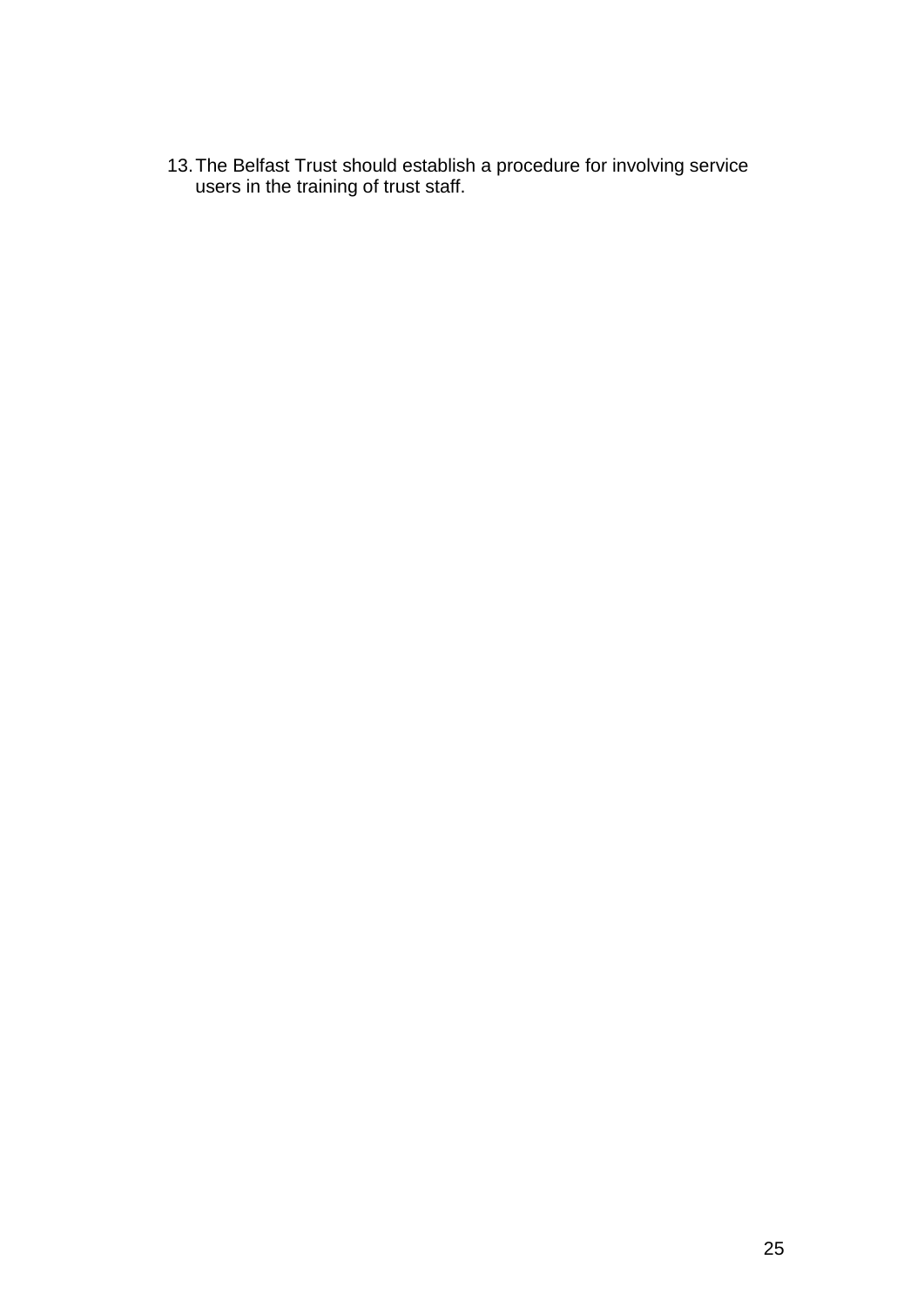13. The Belfast Trust should establish a procedure for involving service users in the training of trust staff.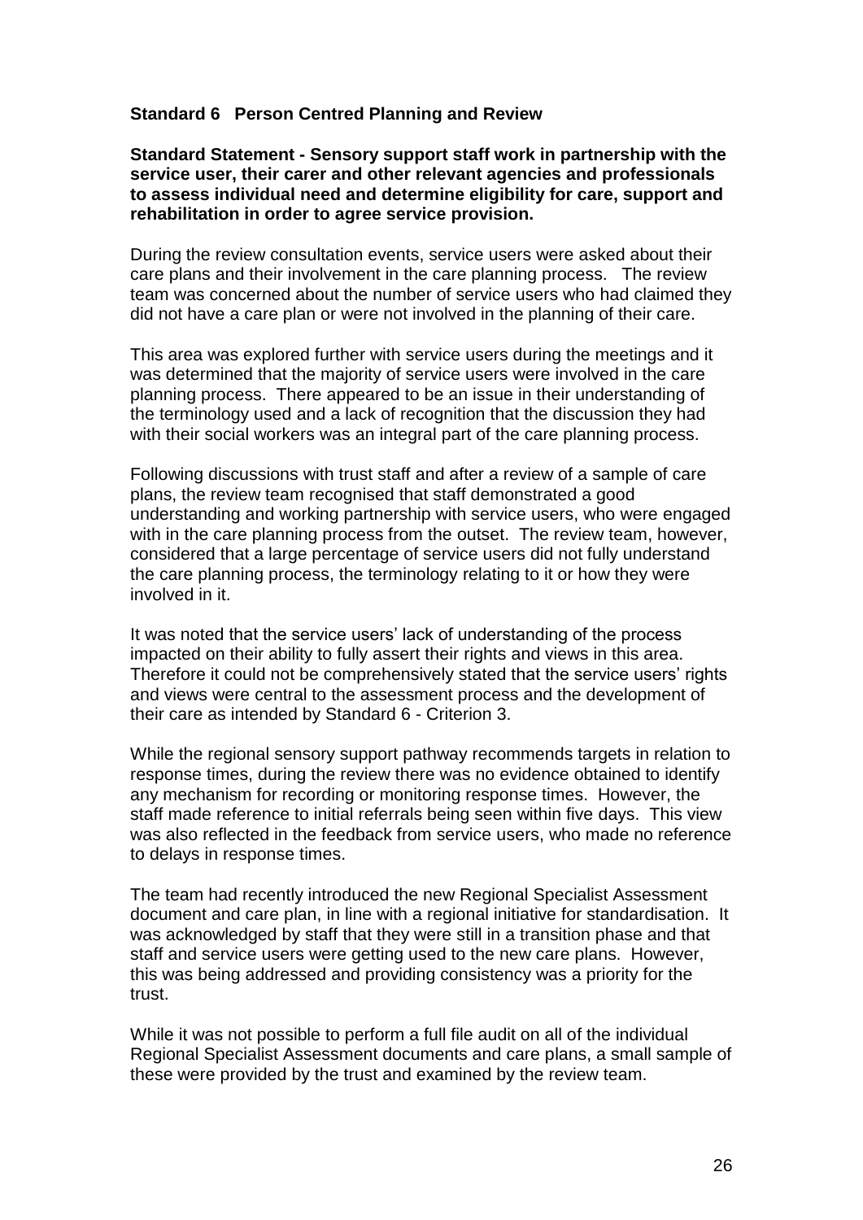### Standard 6 Person Centred Planning and Review

**Standard Statement - Sensory support staff work in partnership with the service user, their carer and other relevant agencies and professionals to assess individual need and determine eligibility for care, support and rehabilitation in order to agree service provision.**

During the review consultation events, service users were asked about their care plans and their involvement in the care planning process. The review team was concerned about the number of service users who had claimed they did not have a care plan or were not involved in the planning of their care.

This area was explored further with service users during the meetings and it was determined that the majority of service users were involved in the care planning process. There appeared to be an issue in their understanding of the terminology used and a lack of recognition that the discussion they had with their social workers was an integral part of the care planning process.

Following discussions with trust staff and after a review of a sample of care plans, the review team recognised that staff demonstrated a good understanding and working partnership with service users, who were engaged with in the care planning process from the outset. The review team, however, considered that a large percentage of service users did not fully understand the care planning process, the terminology relating to it or how they were involved in it.

It was noted that the service users' lack of understanding of the process impacted on their ability to fully assert their rights and views in this area. Therefore it could not be comprehensively stated that the service users' rights and views were central to the assessment process and the development of their care as intended by Standard 6 - Criterion 3.

While the regional sensory support pathway recommends targets in relation to response times, during the review there was no evidence obtained to identify any mechanism for recording or monitoring response times. However, the staff made reference to initial referrals being seen within five days. This view was also reflected in the feedback from service users, who made no reference to delays in response times.

The team had recently introduced the new Regional Specialist Assessment document and care plan, in line with a regional initiative for standardisation. It was acknowledged by staff that they were still in a transition phase and that staff and service users were getting used to the new care plans. However, this was being addressed and providing consistency was a priority for the trust.

While it was not possible to perform a full file audit on all of the individual Regional Specialist Assessment documents and care plans, a small sample of these were provided by the trust and examined by the review team.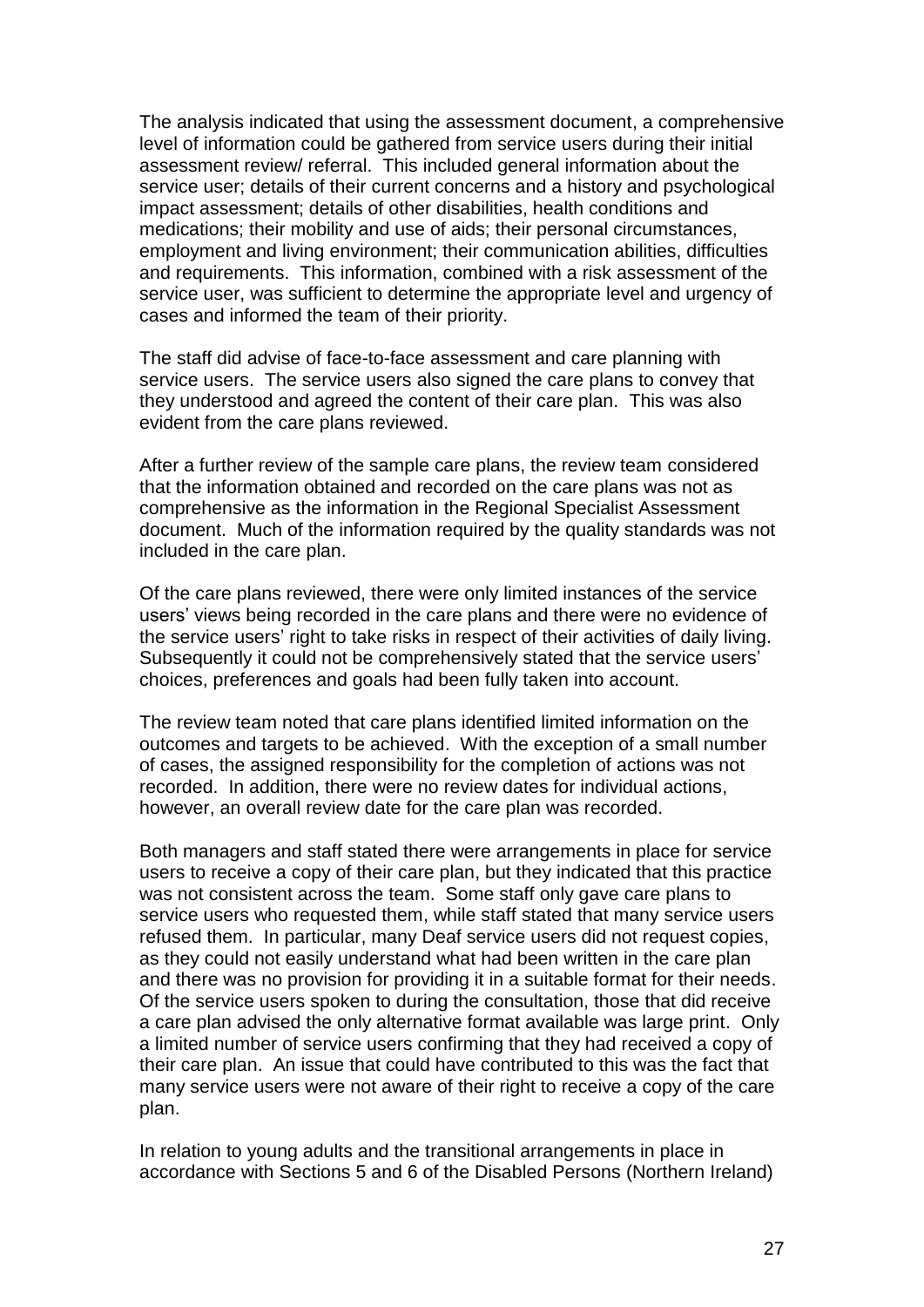The analysis indicated that using the assessment document, a comprehensive level of information could be gathered from service users during their initial assessment review/ referral. This included general information about the service user; details of their current concerns and a history and psychological impact assessment; details of other disabilities, health conditions and medications; their mobility and use of aids; their personal circumstances, employment and living environment; their communication abilities, difficulties and requirements. This information, combined with a risk assessment of the service user, was sufficient to determine the appropriate level and urgency of cases and informed the team of their priority.

The staff did advise of face-to-face assessment and care planning with service users. The service users also signed the care plans to convey that they understood and agreed the content of their care plan. This was also evident from the care plans reviewed.

After a further review of the sample care plans, the review team considered that the information obtained and recorded on the care plans was not as comprehensive as the information in the Regional Specialist Assessment document. Much of the information required by the quality standards was not included in the care plan.

Of the care plans reviewed, there were only limited instances of the service users' views being recorded in the care plans and there were no evidence of the service users' right to take risks in respect of their activities of daily living. Subsequently it could not be comprehensively stated that the service users' choices, preferences and goals had been fully taken into account.

The review team noted that care plans identified limited information on the outcomes and targets to be achieved. With the exception of a small number of cases, the assigned responsibility for the completion of actions was not recorded. In addition, there were no review dates for individual actions, however, an overall review date for the care plan was recorded.

Both managers and staff stated there were arrangements in place for service users to receive a copy of their care plan, but they indicated that this practice was not consistent across the team. Some staff only gave care plans to service users who requested them, while staff stated that many service users refused them. In particular, many Deaf service users did not request copies, as they could not easily understand what had been written in the care plan and there was no provision for providing it in a suitable format for their needs. Of the service users spoken to during the consultation, those that did receive a care plan advised the only alternative format available was large print. Only a limited number of service users confirming that they had received a copy of their care plan. An issue that could have contributed to this was the fact that many service users were not aware of their right to receive a copy of the care plan.

In relation to young adults and the transitional arrangements in place in accordance with Sections 5 and 6 of the Disabled Persons (Northern Ireland)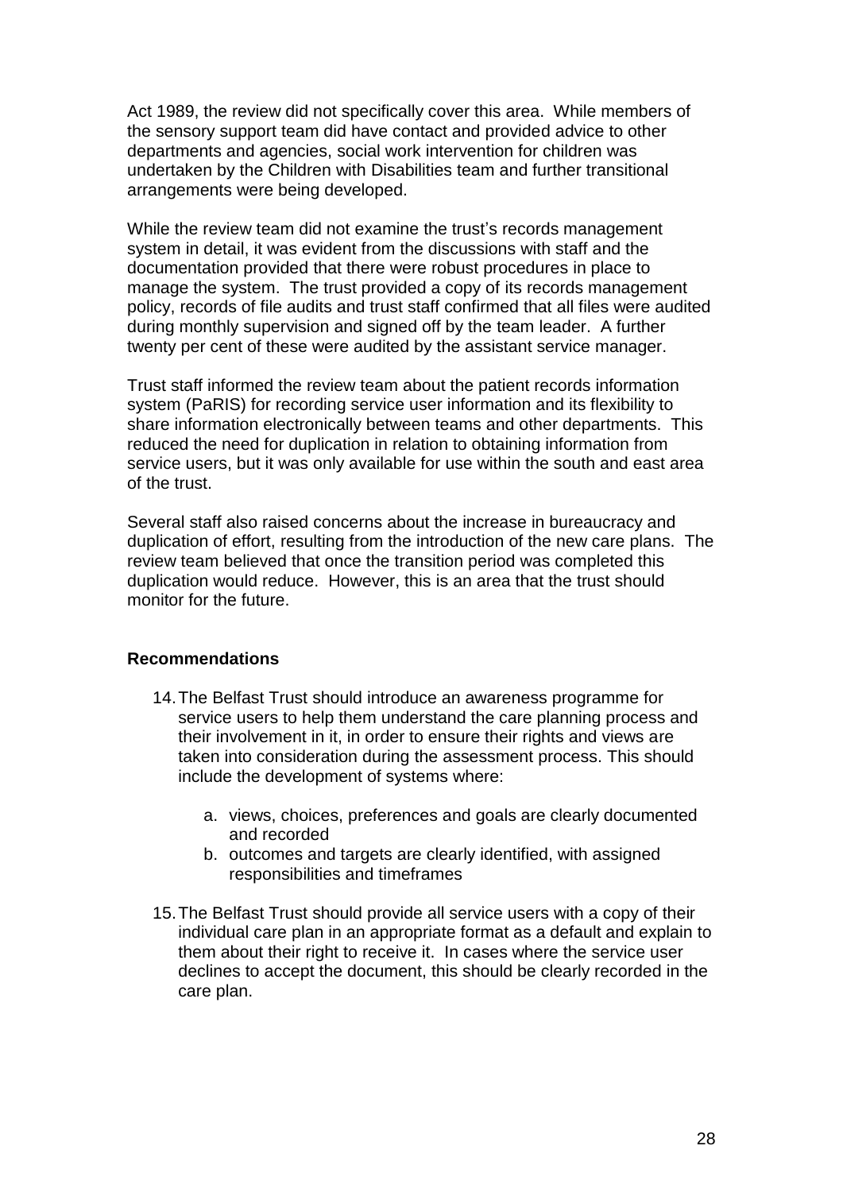Act 1989, the review did not specifically cover this area. While members of the sensory support team did have contact and provided advice to other departments and agencies, social work intervention for children was undertaken by the Children with Disabilities team and further transitional arrangements were being developed.

While the review team did not examine the trust's records management system in detail, it was evident from the discussions with staff and the documentation provided that there were robust procedures in place to manage the system. The trust provided a copy of its records management policy, records of file audits and trust staff confirmed that all files were audited during monthly supervision and signed off by the team leader. A further twenty per cent of these were audited by the assistant service manager.

Trust staff informed the review team about the patient records information system (PaRIS) for recording service user information and its flexibility to share information electronically between teams and other departments. This reduced the need for duplication in relation to obtaining information from service users, but it was only available for use within the south and east area of the trust.

Several staff also raised concerns about the increase in bureaucracy and duplication of effort, resulting from the introduction of the new care plans. The review team believed that once the transition period was completed this duplication would reduce. However, this is an area that the trust should monitor for the future.

**Recommendations**

14. The Belfast Trust should introduce an awareness programme for service users to help them understand the care planning process and their involvement in it, in order to ensure their rights and views are taken into consideration during the assessment process. This should include the development of systems where:

    a. views, choices, preferences and goals are clearly documented and recorded
    b. outcomes and targets are clearly identified, with assigned responsibilities and timeframes

15. The Belfast Trust should provide all service users with a copy of their individual care plan in an appropriate format as a default and explain to them about their right to receive it. In cases where the service user declines to accept the document, this should be clearly recorded in the care plan.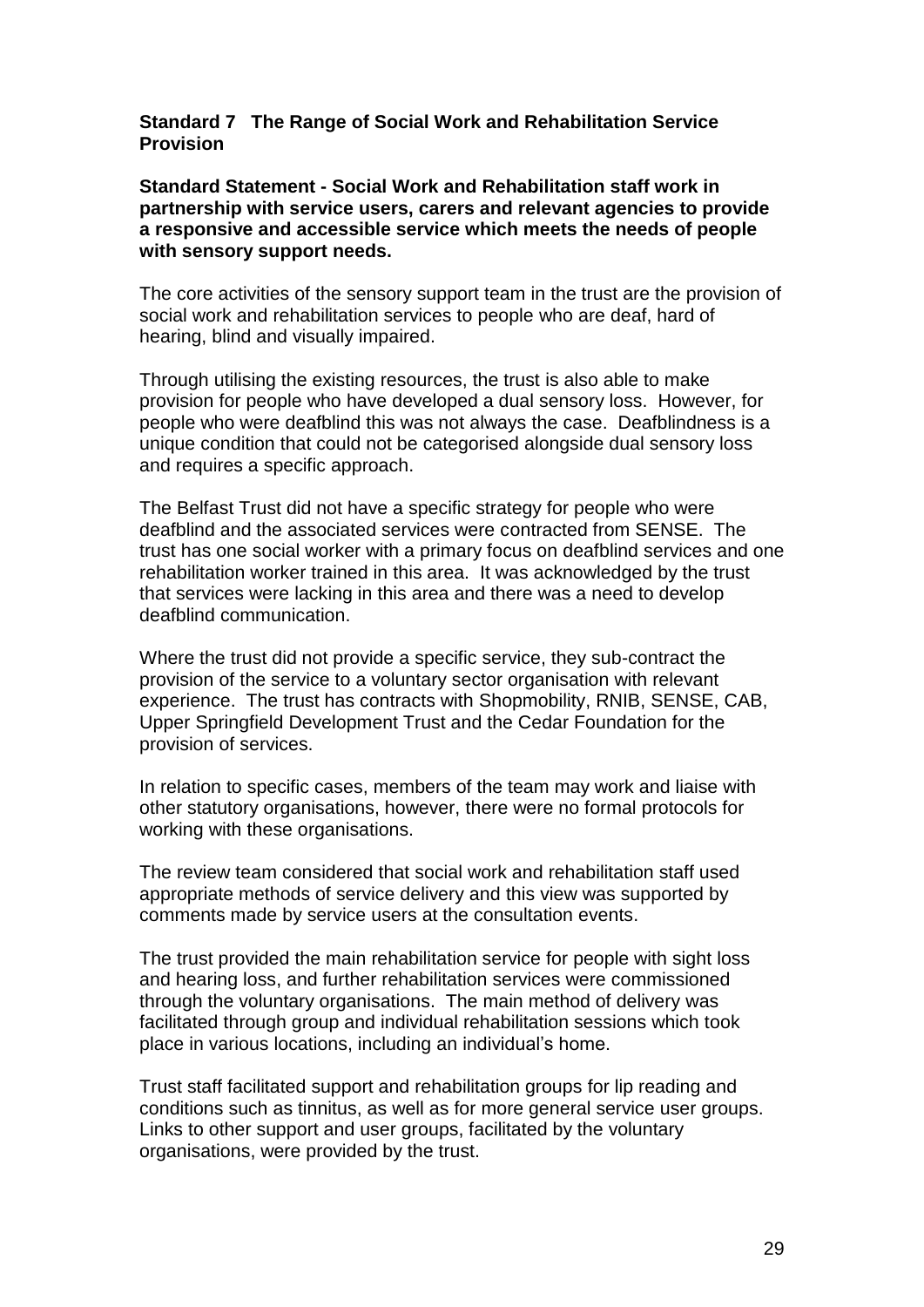**Standard 7 The Range of Social Work and Rehabilitation Service Provision**

**Standard Statement - Social Work and Rehabilitation staff work in partnership with service users, carers and relevant agencies to provide a responsive and accessible service which meets the needs of people with sensory support needs.**

The core activities of the sensory support team in the trust are the provision of social work and rehabilitation services to people who are deaf, hard of hearing, blind and visually impaired.

Through utilising the existing resources, the trust is also able to make provision for people who have developed a dual sensory loss. However, for people who were deafblind this was not always the case. Deafblindness is a unique condition that could not be categorised alongside dual sensory loss and requires a specific approach.

The Belfast Trust did not have a specific strategy for people who were deafblind and the associated services were contracted from SENSE. The trust has one social worker with a primary focus on deafblind services and one rehabilitation worker trained in this area. It was acknowledged by the trust that services were lacking in this area and there was a need to develop deafblind communication.

Where the trust did not provide a specific service, they sub-contract the provision of the service to a voluntary sector organisation with relevant experience. The trust has contracts with Shopmobility, RNIB, SENSE, CAB, Upper Springfield Development Trust and the Cedar Foundation for the provision of services.

In relation to specific cases, members of the team may work and liaise with other statutory organisations, however, there were no formal protocols for working with these organisations.

The review team considered that social work and rehabilitation staff used appropriate methods of service delivery and this view was supported by comments made by service users at the consultation events.

The trust provided the main rehabilitation service for people with sight loss and hearing loss, and further rehabilitation services were commissioned through the voluntary organisations. The main method of delivery was facilitated through group and individual rehabilitation sessions which took place in various locations, including an individual's home.

Trust staff facilitated support and rehabilitation groups for lip reading and conditions such as tinnitus, as well as for more general service user groups. Links to other support and user groups, facilitated by the voluntary organisations, were provided by the trust.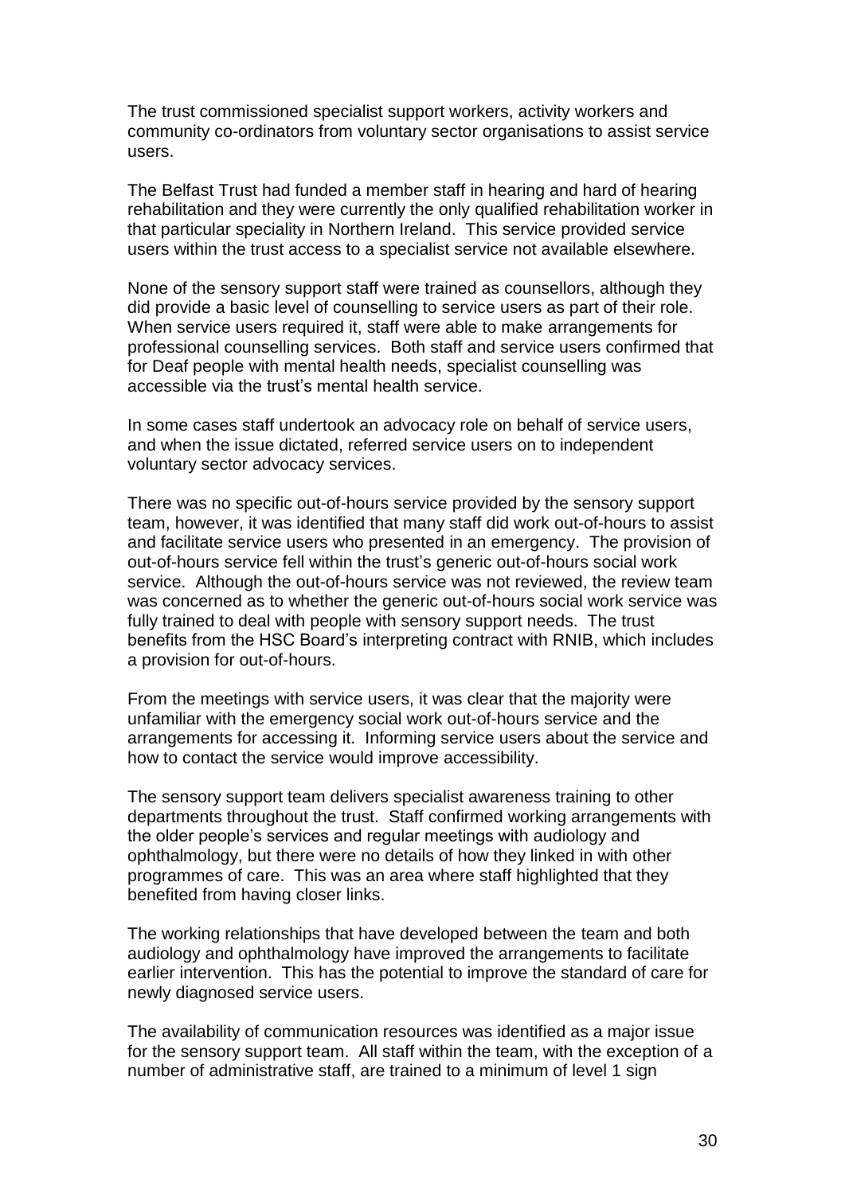The trust commissioned specialist support workers, activity workers and community co-ordinators from voluntary sector organisations to assist service users.

The Belfast Trust had funded a member staff in hearing and hard of hearing rehabilitation and they were currently the only qualified rehabilitation worker in that particular speciality in Northern Ireland. This service provided service users within the trust access to a specialist service not available elsewhere.

None of the sensory support staff were trained as counsellors, although they did provide a basic level of counselling to service users as part of their role. When service users required it, staff were able to make arrangements for professional counselling services. Both staff and service users confirmed that for Deaf people with mental health needs, specialist counselling was accessible via the trust's mental health service.

In some cases staff undertook an advocacy role on behalf of service users, and when the issue dictated, referred service users on to independent voluntary sector advocacy services.

There was no specific out-of-hours service provided by the sensory support team, however, it was identified that many staff did work out-of-hours to assist and facilitate service users who presented in an emergency. The provision of out-of-hours service fell within the trust's generic out-of-hours social work service. Although the out-of-hours service was not reviewed, the review team was concerned as to whether the generic out-of-hours social work service was fully trained to deal with people with sensory support needs. The trust benefits from the HSC Board's interpreting contract with RNIB, which includes a provision for out-of-hours.

From the meetings with service users, it was clear that the majority were unfamiliar with the emergency social work out-of-hours service and the arrangements for accessing it. Informing service users about the service and how to contact the service would improve accessibility.

The sensory support team delivers specialist awareness training to other departments throughout the trust. Staff confirmed working arrangements with the older people's services and regular meetings with audiology and ophthalmology, but there were no details of how they linked in with other programmes of care. This was an area where staff highlighted that they benefited from having closer links.

The working relationships that have developed between the team and both audiology and ophthalmology have improved the arrangements to facilitate earlier intervention. This has the potential to improve the standard of care for newly diagnosed service users.

The availability of communication resources was identified as a major issue for the sensory support team. All staff within the team, with the exception of a number of administrative staff, are trained to a minimum of level 1 sign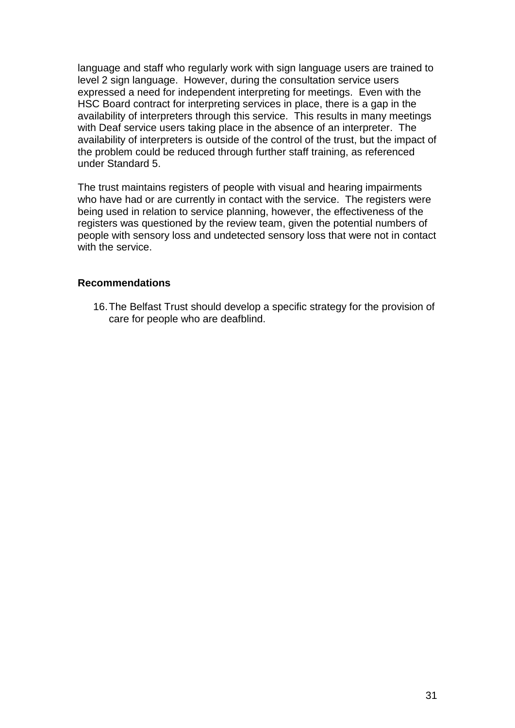language and staff who regularly work with sign language users are trained to level 2 sign language. However, during the consultation service users expressed a need for independent interpreting for meetings. Even with the HSC Board contract for interpreting services in place, there is a gap in the availability of interpreters through this service. This results in many meetings with Deaf service users taking place in the absence of an interpreter. The availability of interpreters is outside of the control of the trust, but the impact of the problem could be reduced through further staff training, as referenced under Standard 5.

The trust maintains registers of people with visual and hearing impairments who have had or are currently in contact with the service. The registers were being used in relation to service planning, however, the effectiveness of the registers was questioned by the review team, given the potential numbers of people with sensory loss and undetected sensory loss that were not in contact with the service.

**Recommendations**

16. The Belfast Trust should develop a specific strategy for the provision of care for people who are deafblind.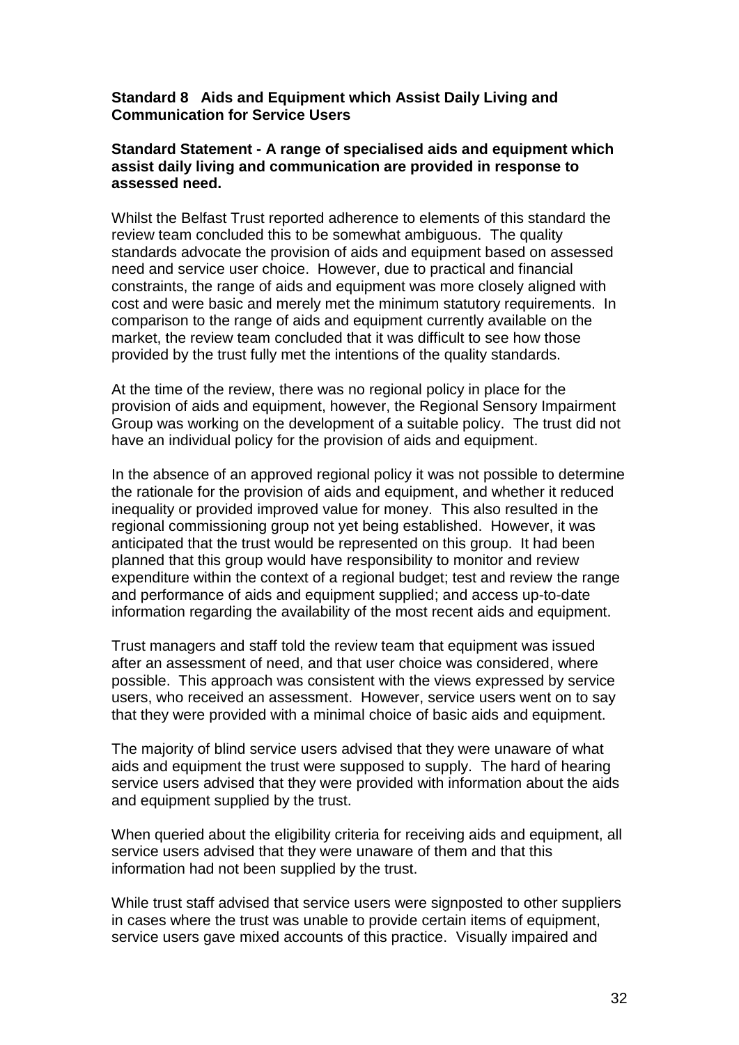**Standard 8 Aids and Equipment which Assist Daily Living and Communication for Service Users**

**Standard Statement - A range of specialised aids and equipment which assist daily living and communication are provided in response to assessed need.**

Whilst the Belfast Trust reported adherence to elements of this standard the review team concluded this to be somewhat ambiguous. The quality standards advocate the provision of aids and equipment based on assessed need and service user choice. However, due to practical and financial constraints, the range of aids and equipment was more closely aligned with cost and were basic and merely met the minimum statutory requirements. In comparison to the range of aids and equipment currently available on the market, the review team concluded that it was difficult to see how those provided by the trust fully met the intentions of the quality standards.

At the time of the review, there was no regional policy in place for the provision of aids and equipment, however, the Regional Sensory Impairment Group was working on the development of a suitable policy. The trust did not have an individual policy for the provision of aids and equipment.

In the absence of an approved regional policy it was not possible to determine the rationale for the provision of aids and equipment, and whether it reduced inequality or provided improved value for money. This also resulted in the regional commissioning group not yet being established. However, it was anticipated that the trust would be represented on this group. It had been planned that this group would have responsibility to monitor and review expenditure within the context of a regional budget; test and review the range and performance of aids and equipment supplied; and access up-to-date information regarding the availability of the most recent aids and equipment.

Trust managers and staff told the review team that equipment was issued after an assessment of need, and that user choice was considered, where possible. This approach was consistent with the views expressed by service users, who received an assessment. However, service users went on to say that they were provided with a minimal choice of basic aids and equipment.

The majority of blind service users advised that they were unaware of what aids and equipment the trust were supposed to supply. The hard of hearing service users advised that they were provided with information about the aids and equipment supplied by the trust.

When queried about the eligibility criteria for receiving aids and equipment, all service users advised that they were unaware of them and that this information had not been supplied by the trust.

While trust staff advised that service users were signposted to other suppliers in cases where the trust was unable to provide certain items of equipment, service users gave mixed accounts of this practice. Visually impaired and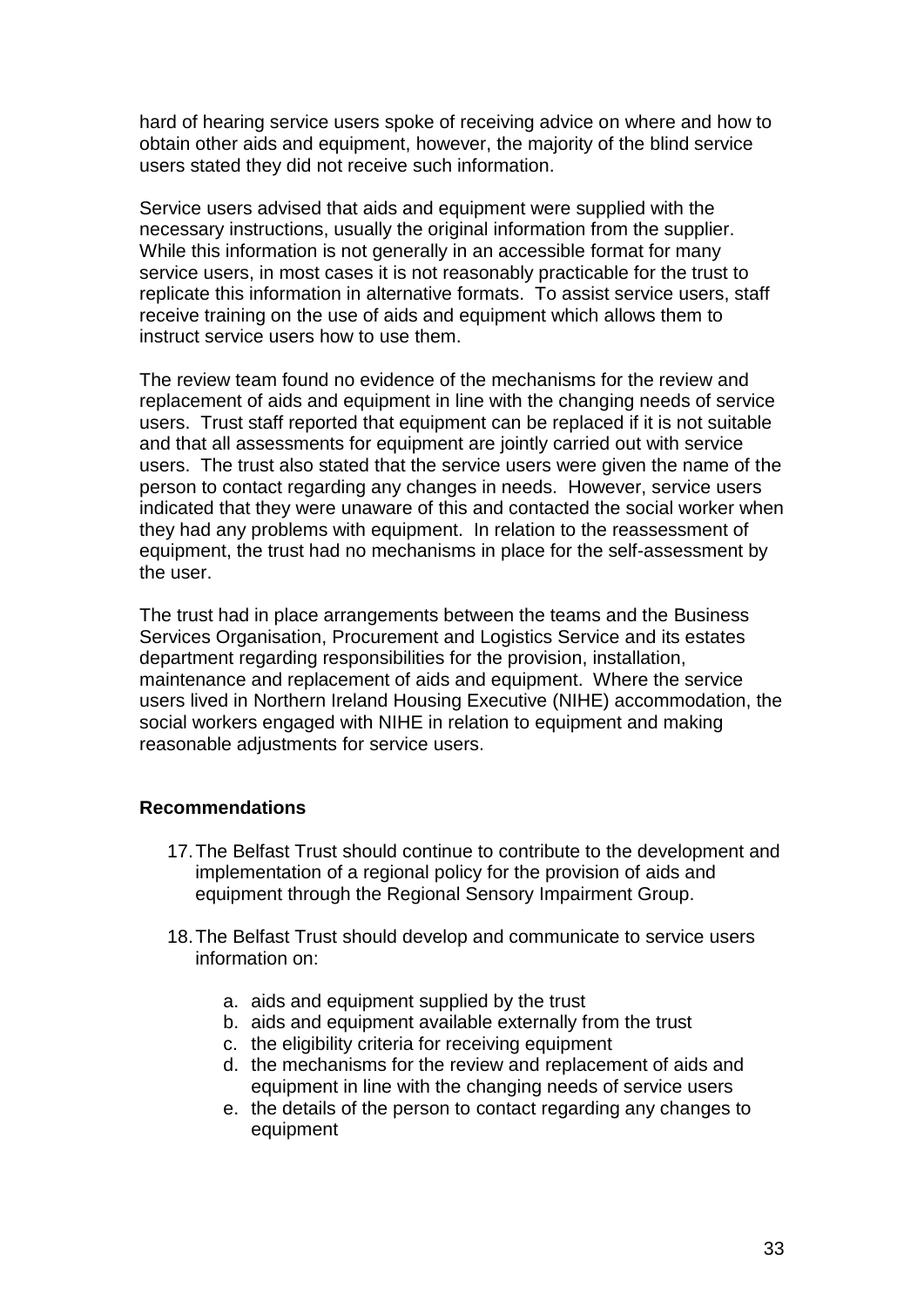hard of hearing service users spoke of receiving advice on where and how to obtain other aids and equipment, however, the majority of the blind service users stated they did not receive such information.

Service users advised that aids and equipment were supplied with the necessary instructions, usually the original information from the supplier. While this information is not generally in an accessible format for many service users, in most cases it is not reasonably practicable for the trust to replicate this information in alternative formats. To assist service users, staff receive training on the use of aids and equipment which allows them to instruct service users how to use them.

The review team found no evidence of the mechanisms for the review and replacement of aids and equipment in line with the changing needs of service users. Trust staff reported that equipment can be replaced if it is not suitable and that all assessments for equipment are jointly carried out with service users. The trust also stated that the service users were given the name of the person to contact regarding any changes in needs. However, service users indicated that they were unaware of this and contacted the social worker when they had any problems with equipment. In relation to the reassessment of equipment, the trust had no mechanisms in place for the self-assessment by the user.

The trust had in place arrangements between the teams and the Business Services Organisation, Procurement and Logistics Service and its estates department regarding responsibilities for the provision, installation, maintenance and replacement of aids and equipment. Where the service users lived in Northern Ireland Housing Executive (NIHE) accommodation, the social workers engaged with NIHE in relation to equipment and making reasonable adjustments for service users.

**Recommendations**

17. The Belfast Trust should continue to contribute to the development and implementation of a regional policy for the provision of aids and equipment through the Regional Sensory Impairment Group.

18. The Belfast Trust should develop and communicate to service users information on:

    a. aids and equipment supplied by the trust
    b. aids and equipment available externally from the trust
    c. the eligibility criteria for receiving equipment
    d. the mechanisms for the review and replacement of aids and equipment in line with the changing needs of service users
    e. the details of the person to contact regarding any changes to equipment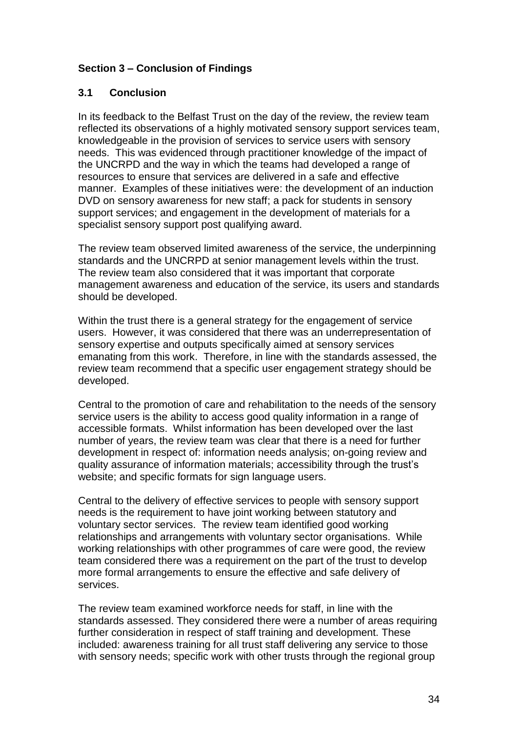**Section 3 – Conclusion of Findings**

**3.1 Conclusion**

In its feedback to the Belfast Trust on the day of the review, the review team reflected its observations of a highly motivated sensory support services team, knowledgeable in the provision of services to service users with sensory needs. This was evidenced through practitioner knowledge of the impact of the UNCRPD and the way in which the teams had developed a range of resources to ensure that services are delivered in a safe and effective manner. Examples of these initiatives were: the development of an induction DVD on sensory awareness for new staff; a pack for students in sensory support services; and engagement in the development of materials for a specialist sensory support post qualifying award.

The review team observed limited awareness of the service, the underpinning standards and the UNCRPD at senior management levels within the trust. The review team also considered that it was important that corporate management awareness and education of the service, its users and standards should be developed.

Within the trust there is a general strategy for the engagement of service users. However, it was considered that there was an underrepresentation of sensory expertise and outputs specifically aimed at sensory services emanating from this work. Therefore, in line with the standards assessed, the review team recommend that a specific user engagement strategy should be developed.

Central to the promotion of care and rehabilitation to the needs of the sensory service users is the ability to access good quality information in a range of accessible formats. Whilst information has been developed over the last number of years, the review team was clear that there is a need for further development in respect of: information needs analysis; on-going review and quality assurance of information materials; accessibility through the trust's website; and specific formats for sign language users.

Central to the delivery of effective services to people with sensory support needs is the requirement to have joint working between statutory and voluntary sector services. The review team identified good working relationships and arrangements with voluntary sector organisations. While working relationships with other programmes of care were good, the review team considered there was a requirement on the part of the trust to develop more formal arrangements to ensure the effective and safe delivery of services.

The review team examined workforce needs for staff, in line with the standards assessed. They considered there were a number of areas requiring further consideration in respect of staff training and development. These included: awareness training for all trust staff delivering any service to those with sensory needs; specific work with other trusts through the regional group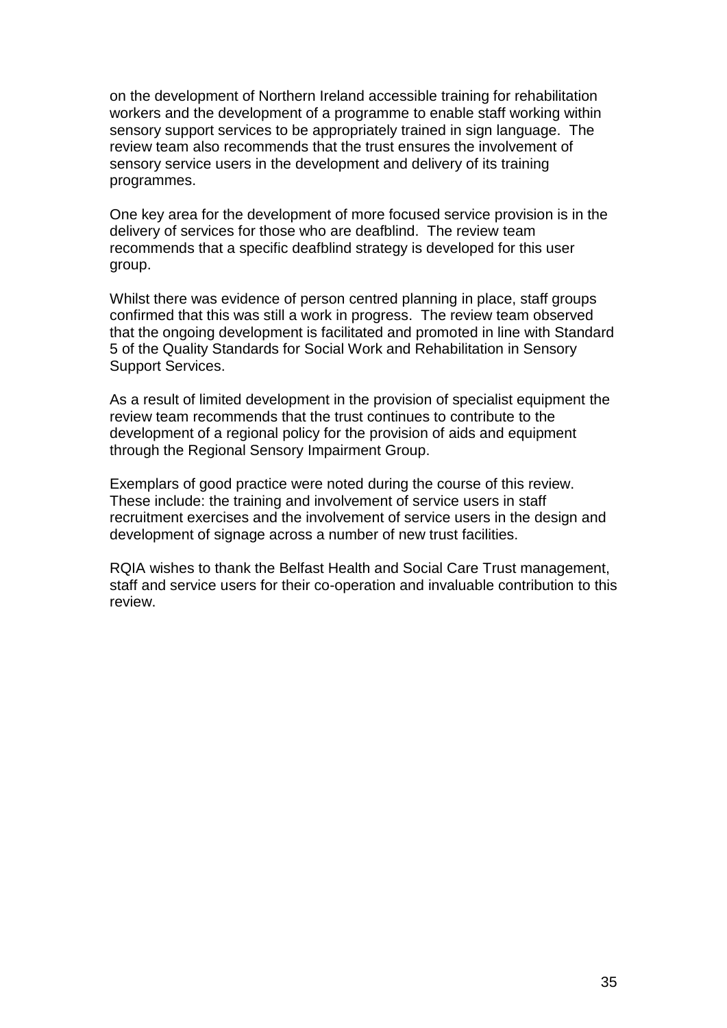on the development of Northern Ireland accessible training for rehabilitation workers and the development of a programme to enable staff working within sensory support services to be appropriately trained in sign language. The review team also recommends that the trust ensures the involvement of sensory service users in the development and delivery of its training programmes.

One key area for the development of more focused service provision is in the delivery of services for those who are deafblind. The review team recommends that a specific deafblind strategy is developed for this user group.

Whilst there was evidence of person centred planning in place, staff groups confirmed that this was still a work in progress. The review team observed that the ongoing development is facilitated and promoted in line with Standard 5 of the Quality Standards for Social Work and Rehabilitation in Sensory Support Services.

As a result of limited development in the provision of specialist equipment the review team recommends that the trust continues to contribute to the development of a regional policy for the provision of aids and equipment through the Regional Sensory Impairment Group.

Exemplars of good practice were noted during the course of this review. These include: the training and involvement of service users in staff recruitment exercises and the involvement of service users in the design and development of signage across a number of new trust facilities.

RQIA wishes to thank the Belfast Health and Social Care Trust management, staff and service users for their co-operation and invaluable contribution to this review.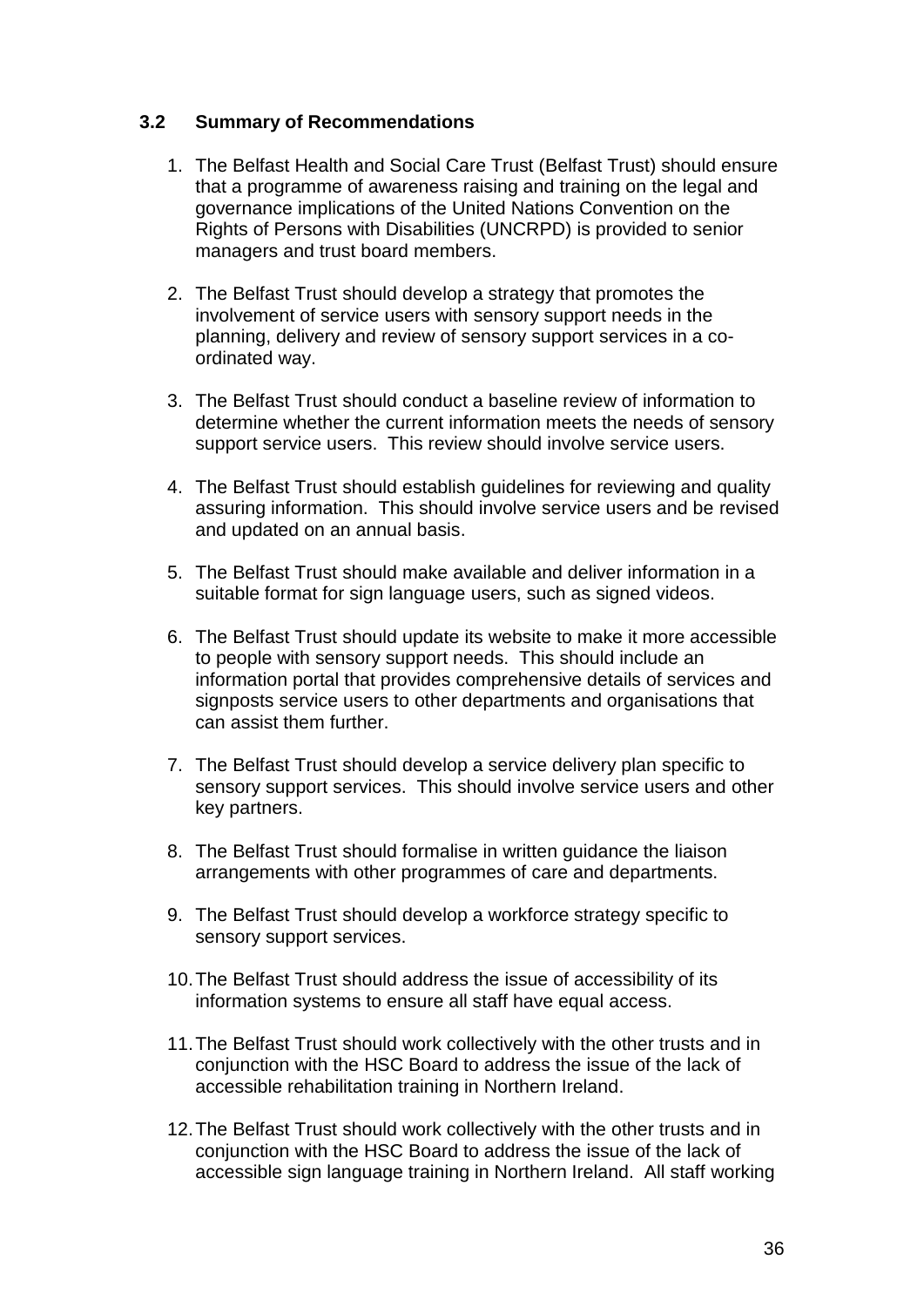### 3.2 Summary of Recommendations

1. The Belfast Health and Social Care Trust (Belfast Trust) should ensure that a programme of awareness raising and training on the legal and governance implications of the United Nations Convention on the Rights of Persons with Disabilities (UNCRPD) is provided to senior managers and trust board members.

2. The Belfast Trust should develop a strategy that promotes the involvement of service users with sensory support needs in the planning, delivery and review of sensory support services in a co-ordinated way.

3. The Belfast Trust should conduct a baseline review of information to determine whether the current information meets the needs of sensory support service users. This review should involve service users.

4. The Belfast Trust should establish guidelines for reviewing and quality assuring information. This should involve service users and be revised and updated on an annual basis.

5. The Belfast Trust should make available and deliver information in a suitable format for sign language users, such as signed videos.

6. The Belfast Trust should update its website to make it more accessible to people with sensory support needs. This should include an information portal that provides comprehensive details of services and signposts service users to other departments and organisations that can assist them further.

7. The Belfast Trust should develop a service delivery plan specific to sensory support services. This should involve service users and other key partners.

8. The Belfast Trust should formalise in written guidance the liaison arrangements with other programmes of care and departments.

9. The Belfast Trust should develop a workforce strategy specific to sensory support services.

10. The Belfast Trust should address the issue of accessibility of its information systems to ensure all staff have equal access.

11. The Belfast Trust should work collectively with the other trusts and in conjunction with the HSC Board to address the issue of the lack of accessible rehabilitation training in Northern Ireland.

12. The Belfast Trust should work collectively with the other trusts and in conjunction with the HSC Board to address the issue of the lack of accessible sign language training in Northern Ireland. All staff working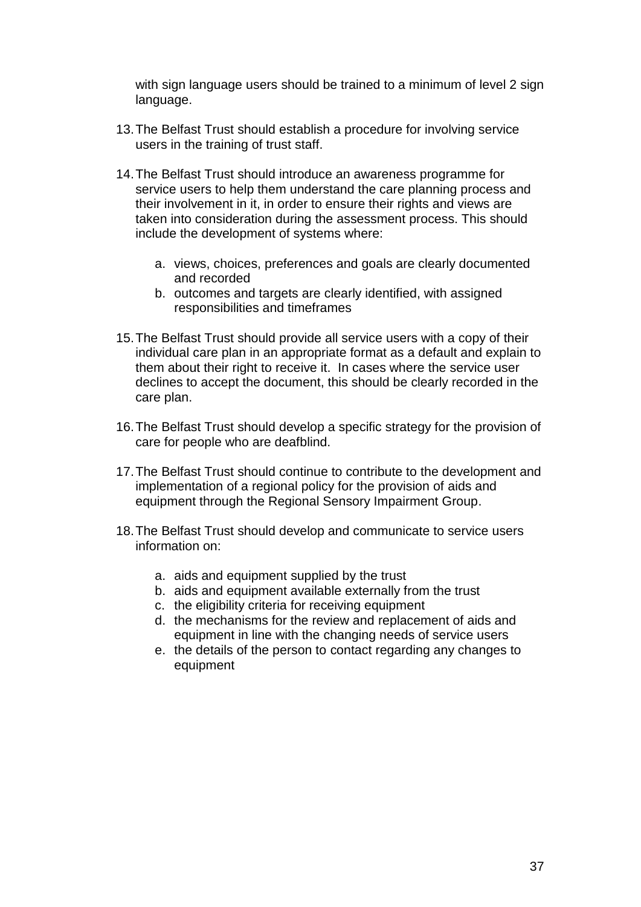with sign language users should be trained to a minimum of level 2 sign language.

13. The Belfast Trust should establish a procedure for involving service users in the training of trust staff.

14. The Belfast Trust should introduce an awareness programme for service users to help them understand the care planning process and their involvement in it, in order to ensure their rights and views are taken into consideration during the assessment process. This should include the development of systems where:

    a. views, choices, preferences and goals are clearly documented and recorded
    b. outcomes and targets are clearly identified, with assigned responsibilities and timeframes

15. The Belfast Trust should provide all service users with a copy of their individual care plan in an appropriate format as a default and explain to them about their right to receive it. In cases where the service user declines to accept the document, this should be clearly recorded in the care plan.

16. The Belfast Trust should develop a specific strategy for the provision of care for people who are deafblind.

17. The Belfast Trust should continue to contribute to the development and implementation of a regional policy for the provision of aids and equipment through the Regional Sensory Impairment Group.

18. The Belfast Trust should develop and communicate to service users information on:

    a. aids and equipment supplied by the trust
    b. aids and equipment available externally from the trust
    c. the eligibility criteria for receiving equipment
    d. the mechanisms for the review and replacement of aids and equipment in line with the changing needs of service users
    e. the details of the person to contact regarding any changes to equipment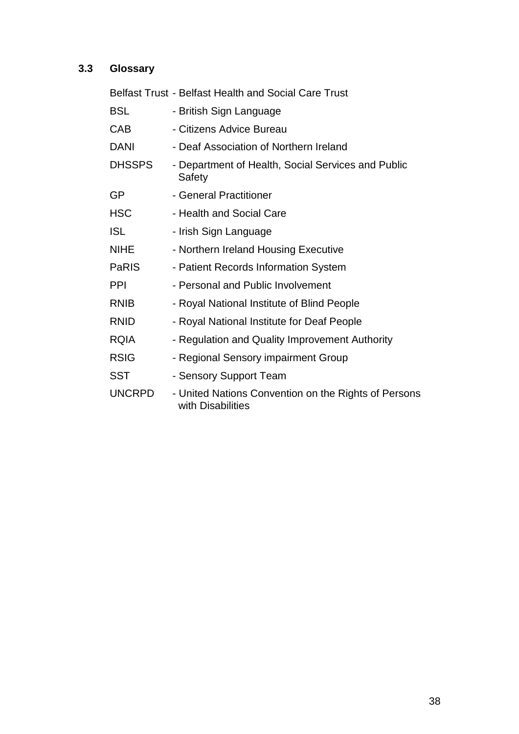### 3.3 Glossary

| | |
|---|---|
| Belfast Trust | - Belfast Health and Social Care Trust |
| BSL | - British Sign Language |
| CAB | - Citizens Advice Bureau |
| DANI | - Deaf Association of Northern Ireland |
| DHSSPS | - Department of Health, Social Services and Public Safety |
| GP | - General Practitioner |
| HSC | - Health and Social Care |
| ISL | - Irish Sign Language |
| NIHE | - Northern Ireland Housing Executive |
| PaRIS | - Patient Records Information System |
| PPI | - Personal and Public Involvement |
| RNIB | - Royal National Institute of Blind People |
| RNID | - Royal National Institute for Deaf People |
| RQIA | - Regulation and Quality Improvement Authority |
| RSIG | - Regional Sensory impairment Group |
| SST | - Sensory Support Team |
| UNCRPD | - United Nations Convention on the Rights of Persons with Disabilities |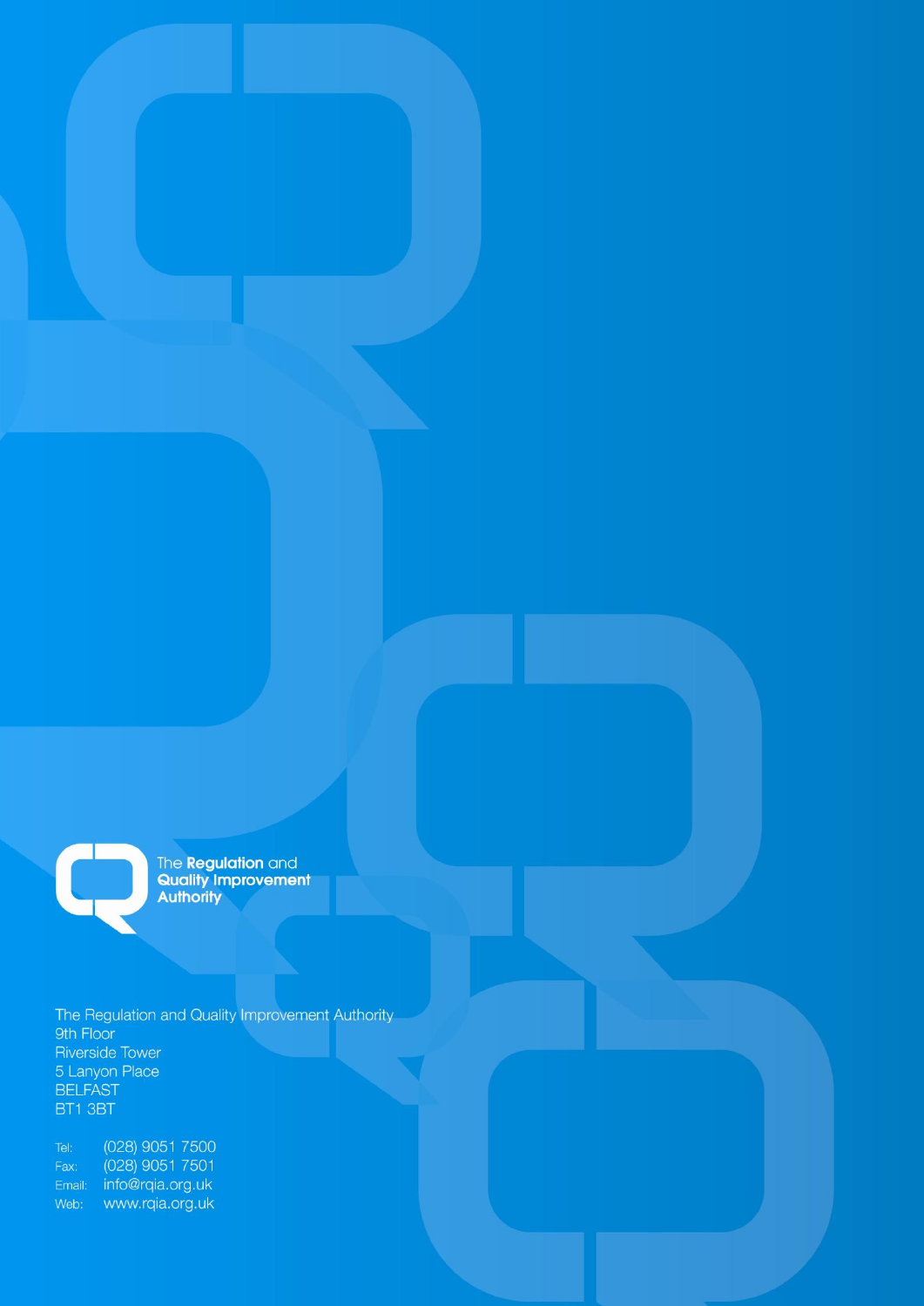The **Regulation** and **Quality Improvement Authority**

The Regulation and Quality Improvement Authority
9th Floor
Riverside Tower
5 Lanyon Place
BELFAST
BT1 3BT

Tel: (028) 9051 7500
Fax: (028) 9051 7501
Email: info@rqia.org.uk
Web: www.rqia.org.uk